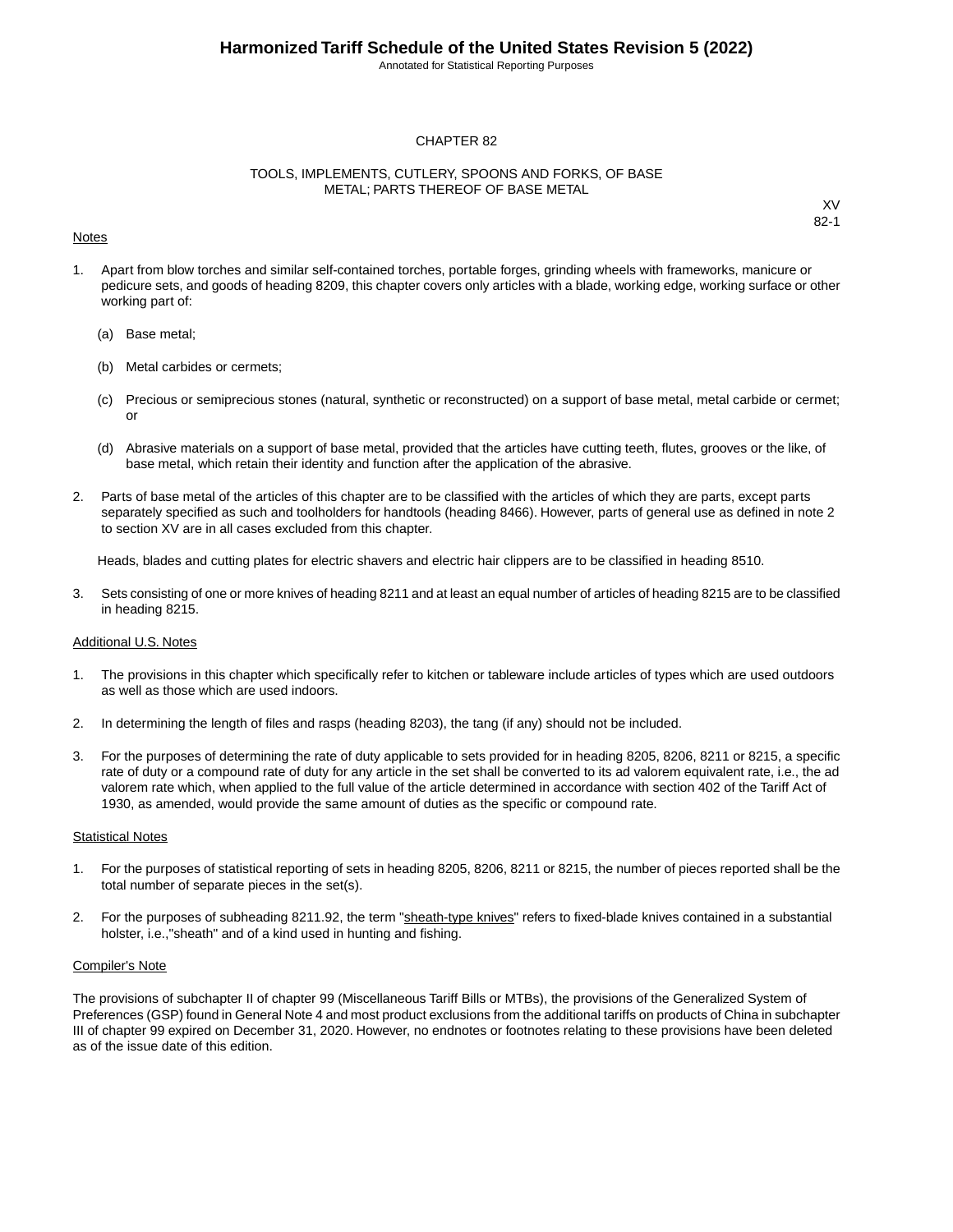# CHAPTER 82

## TOOLS, IMPLEMENTS, CUTLERY, SPOONS AND FORKS, OF BASE METAL; PARTS THEREOF OF BASE METAL

XV
82-1

### Notes

1. Apart from blow torches and similar self-contained torches, portable forges, grinding wheels with frameworks, manicure or pedicure sets, and goods of heading 8209, this chapter covers only articles with a blade, working edge, working surface or other working part of:

   (a) Base metal;

   (b) Metal carbides or cermets;

   (c) Precious or semiprecious stones (natural, synthetic or reconstructed) on a support of base metal, metal carbide or cermet; or

   (d) Abrasive materials on a support of base metal, provided that the articles have cutting teeth, flutes, grooves or the like, of base metal, which retain their identity and function after the application of the abrasive.

2. Parts of base metal of the articles of this chapter are to be classified with the articles of which they are parts, except parts separately specified as such and toolholders for handtools (heading 8466). However, parts of general use as defined in note 2 to section XV are in all cases excluded from this chapter.

   Heads, blades and cutting plates for electric shavers and electric hair clippers are to be classified in heading 8510.

3. Sets consisting of one or more knives of heading 8211 and at least an equal number of articles of heading 8215 are to be classified in heading 8215.

### Additional U.S. Notes

1. The provisions in this chapter which specifically refer to kitchen or tableware include articles of types which are used outdoors as well as those which are used indoors.

2. In determining the length of files and rasps (heading 8203), the tang (if any) should not be included.

3. For the purposes of determining the rate of duty applicable to sets provided for in heading 8205, 8206, 8211 or 8215, a specific rate of duty or a compound rate of duty for any article in the set shall be converted to its ad valorem equivalent rate, i.e., the ad valorem rate which, when applied to the full value of the article determined in accordance with section 402 of the Tariff Act of 1930, as amended, would provide the same amount of duties as the specific or compound rate.

### Statistical Notes

1. For the purposes of statistical reporting of sets in heading 8205, 8206, 8211 or 8215, the number of pieces reported shall be the total number of separate pieces in the set(s).

2. For the purposes of subheading 8211.92, the term "sheath-type knives" refers to fixed-blade knives contained in a substantial holster, i.e.,"sheath" and of a kind used in hunting and fishing.

### Compiler's Note

The provisions of subchapter II of chapter 99 (Miscellaneous Tariff Bills or MTBs), the provisions of the Generalized System of Preferences (GSP) found in General Note 4 and most product exclusions from the additional tariffs on products of China in subchapter III of chapter 99 expired on December 31, 2020. However, no endnotes or footnotes relating to these provisions have been deleted as of the issue date of this edition.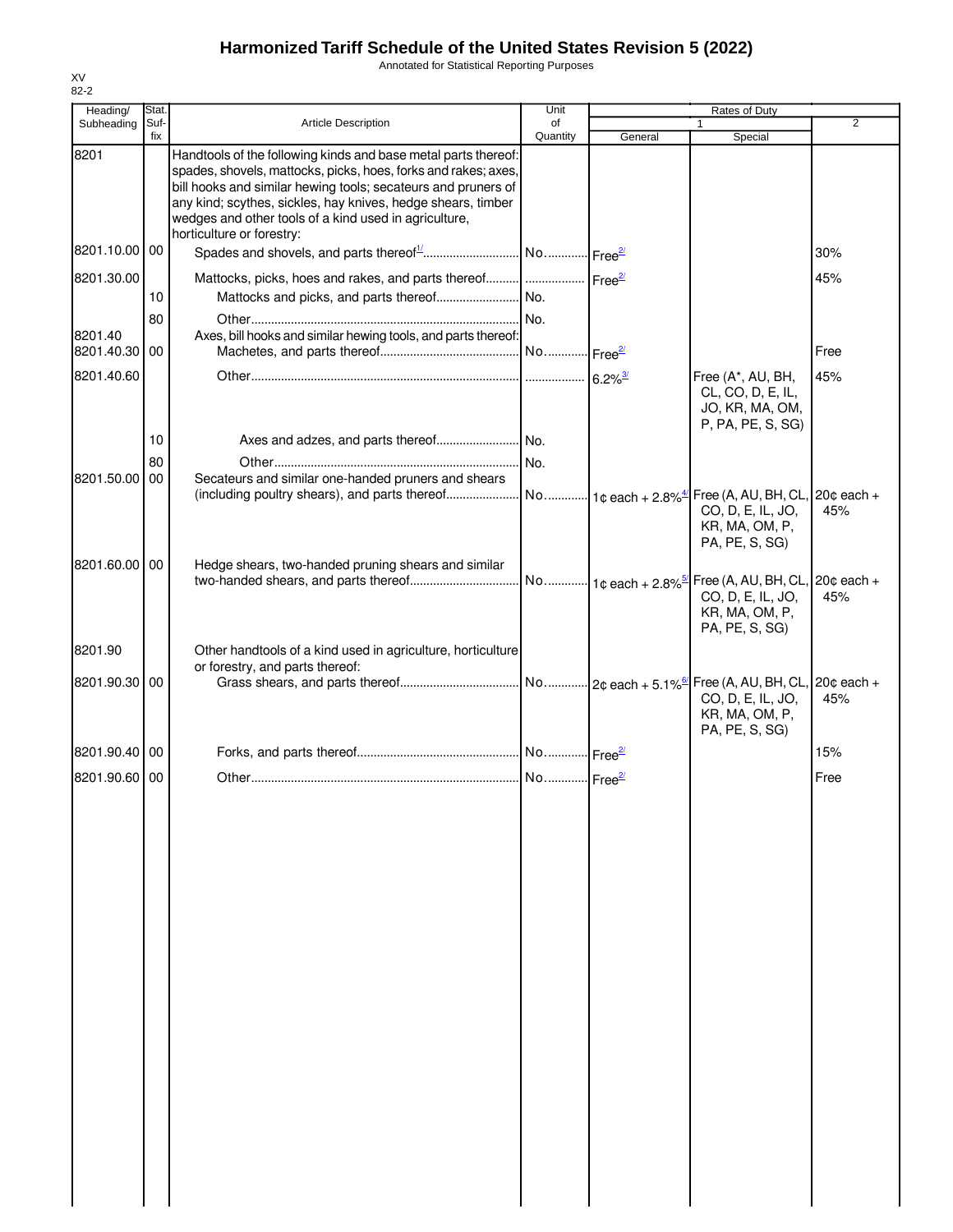# Harmonized Tariff Schedule of the United States Revision 5 (2022)

Annotated for Statistical Reporting Purposes

XV
82-2

| Heading/ Subheading | Stat. Suf- fix | Article Description | Unit of Quantity | Rates of Duty 1 General | Special | 2 |
|---|---|---|---|---|---|---|
| 8201 | | Handtools of the following kinds and base metal parts thereof: spades, shovels, mattocks, picks, hoes, forks and rakes; axes, bill hooks and similar hewing tools; secateurs and pruners of any kind; scythes, sickles, hay knives, hedge shears, timber wedges and other tools of a kind used in agriculture, horticulture or forestry: | | | | |
| 8201.10.00 | 00 | Spades and shovels, and parts thereof[1/] | No. | Free[2/] | | 30% |
| 8201.30.00 | | Mattocks, picks, hoes and rakes, and parts thereof | | Free[2/] | | 45% |
| | 10 | Mattocks and picks, and parts thereof | No. | | | |
| | 80 | Other | No. | | | |
| 8201.40 | | Axes, bill hooks and similar hewing tools, and parts thereof: | | | | |
| 8201.40.30 | 00 | Machetes, and parts thereof | No. | Free[2/] | | Free |
| 8201.40.60 | | Other | | 6.2%[3/] | Free (A*, AU, BH, CL, CO, D, E, IL, JO, KR, MA, OM, P, PA, PE, S, SG) | 45% |
| | 10 | Axes and adzes, and parts thereof | No. | | | |
| | 80 | Other | No. | | | |
| 8201.50.00 | 00 | Secateurs and similar one-handed pruners and shears (including poultry shears), and parts thereof | No. | 1¢ each + 2.8%[4/] | Free (A, AU, BH, CL, CO, D, E, IL, JO, KR, MA, OM, P, PA, PE, S, SG) | 20¢ each + 45% |
| 8201.60.00 | 00 | Hedge shears, two-handed pruning shears and similar two-handed shears, and parts thereof | No. | 1¢ each + 2.8%[5/] | Free (A, AU, BH, CL, CO, D, E, IL, JO, KR, MA, OM, P, PA, PE, S, SG) | 20¢ each + 45% |
| 8201.90 | | Other handtools of a kind used in agriculture, horticulture or forestry, and parts thereof: | | | | |
| 8201.90.30 | 00 | Grass shears, and parts thereof | No. | 2¢ each + 5.1%[6/] | Free (A, AU, BH, CL, CO, D, E, IL, JO, KR, MA, OM, P, PA, PE, S, SG) | 20¢ each + 45% |
| 8201.90.40 | 00 | Forks, and parts thereof | No. | Free[2/] | | 15% |
| 8201.90.60 | 00 | Other | No. | Free[2/] | | Free |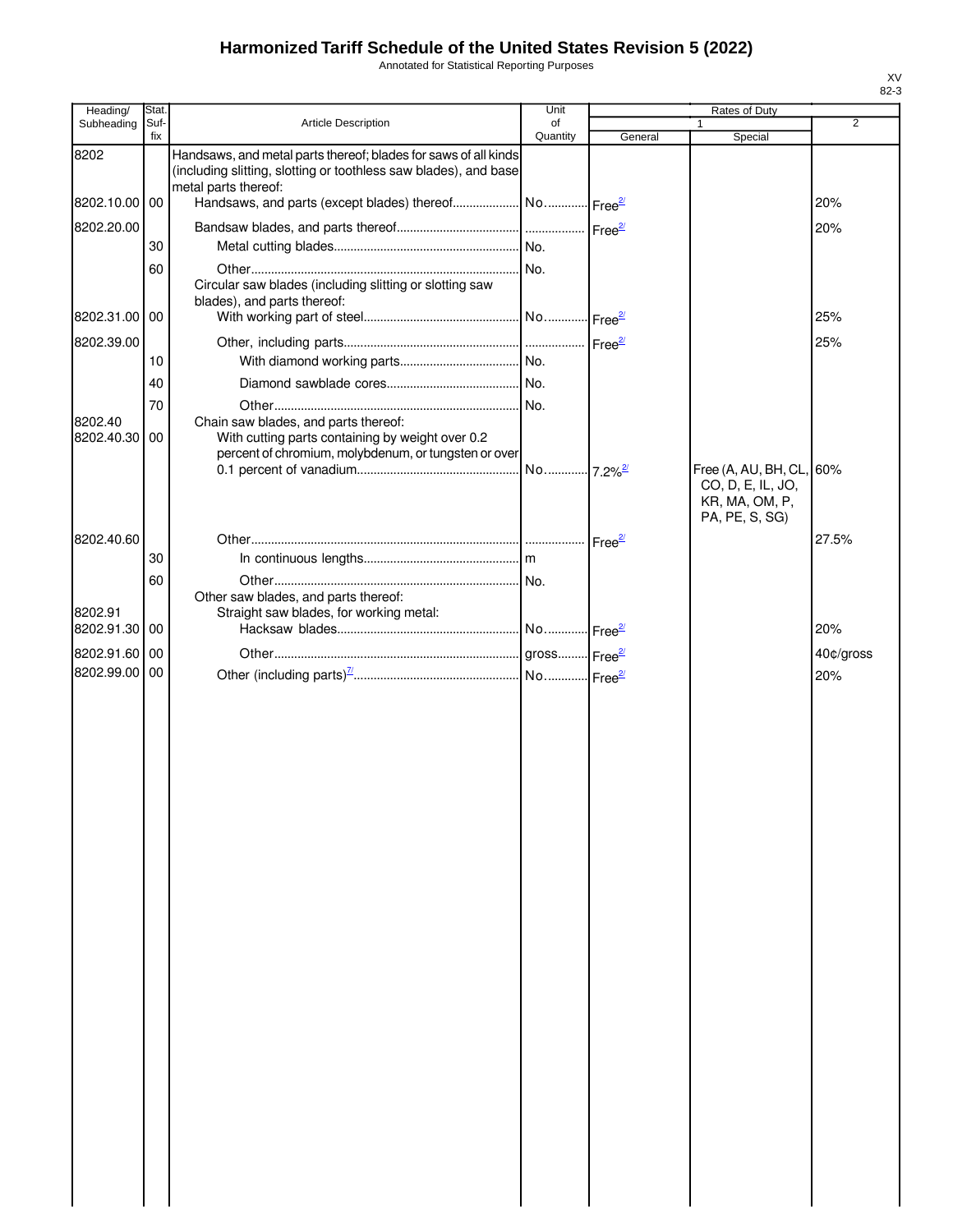# Harmonized Tariff Schedule of the United States Revision 5 (2022)

Annotated for Statistical Reporting Purposes

XV
82-3

| Heading/ Subheading | Stat. Suf- fix | Article Description | Unit of Quantity | Rates of Duty 1 General | Special | 2 |
|---|---|---|---|---|---|---|
| 8202 | | Handsaws, and metal parts thereof; blades for saws of all kinds (including slitting, slotting or toothless saw blades), and base metal parts thereof: | | | | |
| 8202.10.00 | 00 | Handsaws, and parts (except blades) thereof | No. | Free[2/] | | 20% |
| 8202.20.00 | | Bandsaw blades, and parts thereof | | Free[2/] | | 20% |
| | 30 | Metal cutting blades | No. | | | |
| | 60 | Other | No. | | | |
| | | Circular saw blades (including slitting or slotting saw blades), and parts thereof: | | | | |
| 8202.31.00 | 00 | With working part of steel | No. | Free[2/] | | 25% |
| 8202.39.00 | | Other, including parts | | Free[2/] | | 25% |
| | 10 | With diamond working parts | No. | | | |
| | 40 | Diamond sawblade cores | No. | | | |
| | 70 | Other | No. | | | |
| 8202.40 | | Chain saw blades, and parts thereof: | | | | |
| 8202.40.30 | 00 | With cutting parts containing by weight over 0.2 percent of chromium, molybdenum, or tungsten or over 0.1 percent of vanadium | No. | 7.2%[2/] | Free (A, AU, BH, CL, CO, D, E, IL, JO, KR, MA, OM, P, PA, PE, S, SG) | 60% |
| 8202.40.60 | | Other | | Free[2/] | | 27.5% |
| | 30 | In continuous lengths | m | | | |
| | 60 | Other | No. | | | |
| | | Other saw blades, and parts thereof: | | | | |
| 8202.91 | | Straight saw blades, for working metal: | | | | |
| 8202.91.30 | 00 | Hacksaw blades | No. | Free[2/] | | 20% |
| 8202.91.60 | 00 | Other | gross | Free[2/] | | 40¢/gross |
| 8202.99.00 | 00 | Other (including parts)[7/] | No. | Free[2/] | | 20% |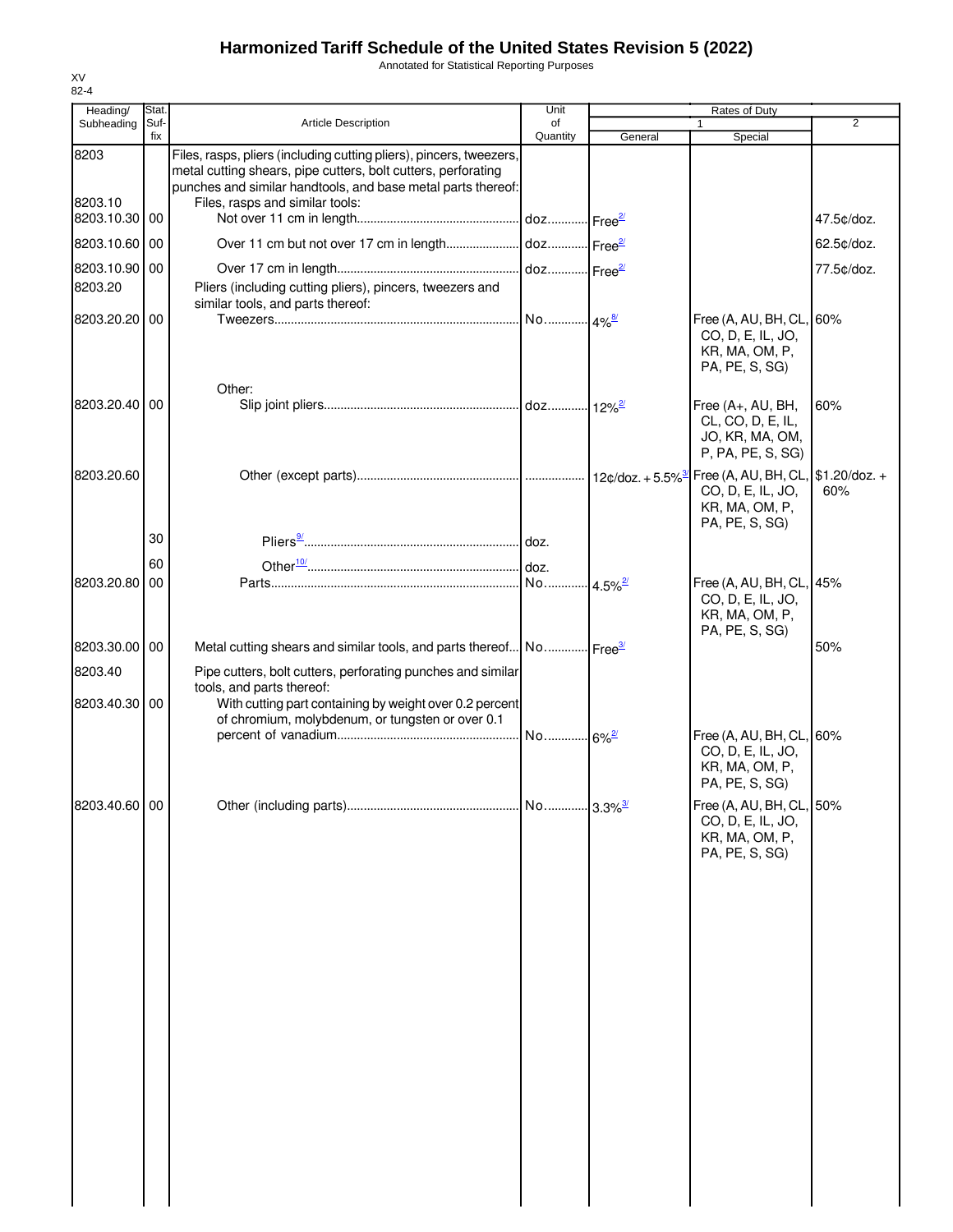# Harmonized Tariff Schedule of the United States Revision 5 (2022)

Annotated for Statistical Reporting Purposes

XV
82-4

| Heading/ Subheading | Stat. Suf- fix | Article Description | Unit of Quantity | Rates of Duty 1 General | Special | 2 |
|---|---|---|---|---|---|---|
| 8203 | | Files, rasps, pliers (including cutting pliers), pincers, tweezers, metal cutting shears, pipe cutters, bolt cutters, perforating punches and similar handtools, and base metal parts thereof: | | | | |
| 8203.10 | | Files, rasps and similar tools: | | | | |
| 8203.10.30 | 00 | Not over 11 cm in length | doz | Free[2/] | | 47.5¢/doz. |
| 8203.10.60 | 00 | Over 11 cm but not over 17 cm in length | doz | Free[2/] | | 62.5¢/doz. |
| 8203.10.90 | 00 | Over 17 cm in length | doz | Free[2/] | | 77.5¢/doz. |
| 8203.20 | | Pliers (including cutting pliers), pincers, tweezers and similar tools, and parts thereof: | | | | |
| 8203.20.20 | 00 | Tweezers | No. | 4%[8/] | Free (A, AU, BH, CL, CO, D, E, IL, JO, KR, MA, OM, P, PA, PE, S, SG) | 60% |
| | | Other: | | | | |
| 8203.20.40 | 00 | Slip joint pliers | doz | 12%[2/] | Free (A+, AU, BH, CL, CO, D, E, IL, JO, KR, MA, OM, P, PA, PE, S, SG) | 60% |
| 8203.20.60 | | Other (except parts) | | 12¢/doz. + 5.5%[3/] | Free (A, AU, BH, CL, CO, D, E, IL, JO, KR, MA, OM, P, PA, PE, S, SG) | $1.20/doz. + 60% |
| | 30 | Pliers[9/] | doz. | | | |
| | 60 | Other[10/] | doz. | | | |
| 8203.20.80 | 00 | Parts | No. | 4.5%[2/] | Free (A, AU, BH, CL, CO, D, E, IL, JO, KR, MA, OM, P, PA, PE, S, SG) | 45% |
| 8203.30.00 | 00 | Metal cutting shears and similar tools, and parts thereof | No. | Free[3/] | | 50% |
| 8203.40 | | Pipe cutters, bolt cutters, perforating punches and similar tools, and parts thereof: | | | | |
| 8203.40.30 | 00 | With cutting part containing by weight over 0.2 percent of chromium, molybdenum, or tungsten or over 0.1 percent of vanadium | No. | 6%[2/] | Free (A, AU, BH, CL, CO, D, E, IL, JO, KR, MA, OM, P, PA, PE, S, SG) | 60% |
| 8203.40.60 | 00 | Other (including parts) | No. | 3.3%[3/] | Free (A, AU, BH, CL, CO, D, E, IL, JO, KR, MA, OM, P, PA, PE, S, SG) | 50% |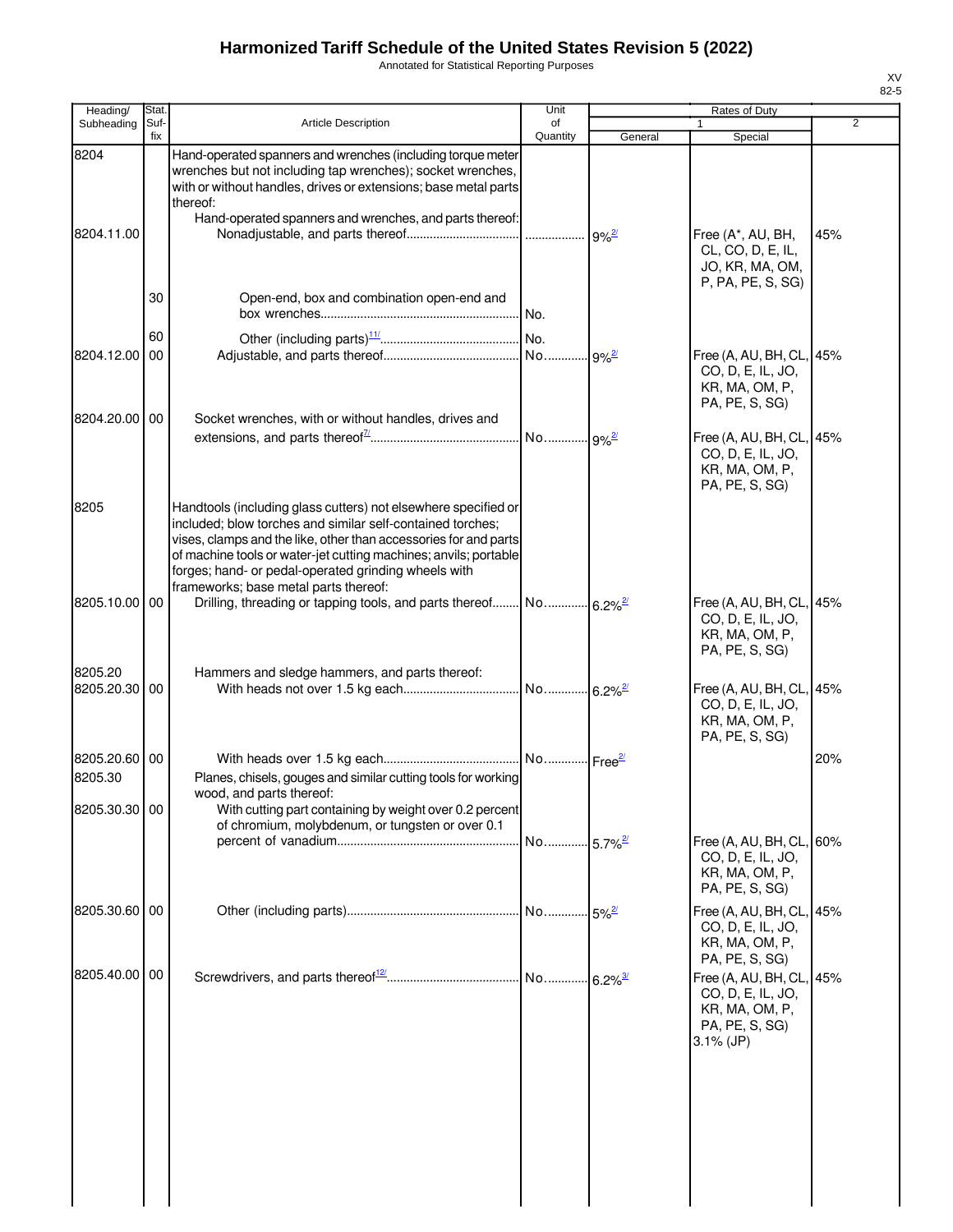# Harmonized Tariff Schedule of the United States Revision 5 (2022)

Annotated for Statistical Reporting Purposes

XV
82-5

| Heading/ Subheading | Stat. Suf-fix | Article Description | Unit of Quantity | Rates of Duty 1 General | 1 Special | 2 |
|---|---|---|---|---|---|---|
| 8204 | | Hand-operated spanners and wrenches (including torque meter wrenches but not including tap wrenches); socket wrenches, with or without handles, drives or extensions; base metal parts thereof: | | | | |
| | | Hand-operated spanners and wrenches, and parts thereof: | | | | |
| 8204.11.00 | | Nonadjustable, and parts thereof | | 9%[2/] | Free (A*, AU, BH, CL, CO, D, E, IL, JO, KR, MA, OM, P, PA, PE, S, SG) | 45% |
| | 30 | Open-end, box and combination open-end and box wrenches | No. | | | |
| | 60 | Other (including parts)[11/] | No. | | | |
| 8204.12.00 | 00 | Adjustable, and parts thereof | No. | 9%[2/] | Free (A, AU, BH, CL, CO, D, E, IL, JO, KR, MA, OM, P, PA, PE, S, SG) | 45% |
| 8204.20.00 | 00 | Socket wrenches, with or without handles, drives and extensions, and parts thereof[7/] | No. | 9%[2/] | Free (A, AU, BH, CL, CO, D, E, IL, JO, KR, MA, OM, P, PA, PE, S, SG) | 45% |
| 8205 | | Handtools (including glass cutters) not elsewhere specified or included; blow torches and similar self-contained torches; vises, clamps and the like, other than accessories for and parts of machine tools or water-jet cutting machines; anvils; portable forges; hand- or pedal-operated grinding wheels with frameworks; base metal parts thereof: | | | | |
| 8205.10.00 | 00 | Drilling, threading or tapping tools, and parts thereof | No. | 6.2%[2/] | Free (A, AU, BH, CL, CO, D, E, IL, JO, KR, MA, OM, P, PA, PE, S, SG) | 45% |
| 8205.20 | | Hammers and sledge hammers, and parts thereof: | | | | |
| 8205.20.30 | 00 | With heads not over 1.5 kg each | No. | 6.2%[2/] | Free (A, AU, BH, CL, CO, D, E, IL, JO, KR, MA, OM, P, PA, PE, S, SG) | 45% |
| 8205.20.60 | 00 | With heads over 1.5 kg each | No. | Free[2/] | | 20% |
| 8205.30 | | Planes, chisels, gouges and similar cutting tools for working wood, and parts thereof: | | | | |
| 8205.30.30 | 00 | With cutting part containing by weight over 0.2 percent of chromium, molybdenum, or tungsten or over 0.1 percent of vanadium | No. | 5.7%[2/] | Free (A, AU, BH, CL, CO, D, E, IL, JO, KR, MA, OM, P, PA, PE, S, SG) | 60% |
| 8205.30.60 | 00 | Other (including parts) | No. | 5%[2/] | Free (A, AU, BH, CL, CO, D, E, IL, JO, KR, MA, OM, P, PA, PE, S, SG) | 45% |
| 8205.40.00 | 00 | Screwdrivers, and parts thereof[12/] | No. | 6.2%[3/] | Free (A, AU, BH, CL, CO, D, E, IL, JO, KR, MA, OM, P, PA, PE, S, SG) 3.1% (JP) | 45% |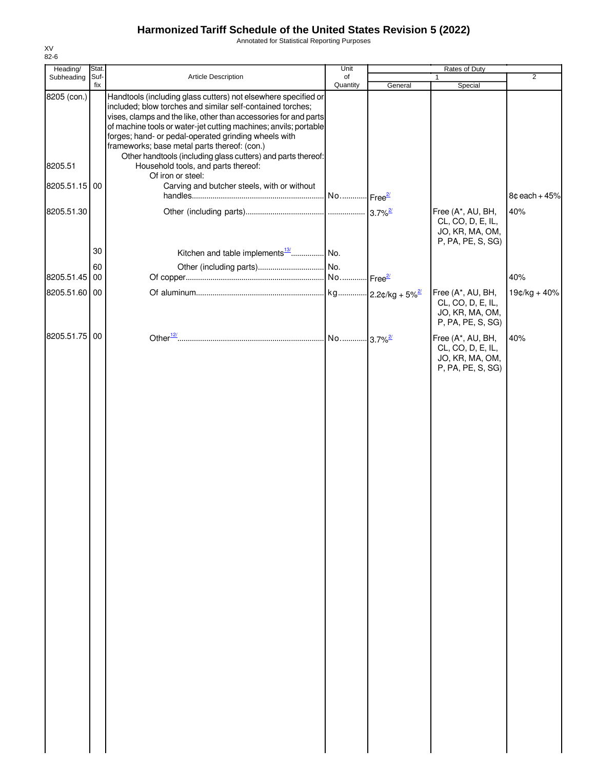# Harmonized Tariff Schedule of the United States Revision 5 (2022)

Annotated for Statistical Reporting Purposes

XV
82-6

| Heading/ Subheading | Stat. Suf- fix | Article Description | Unit of Quantity | Rates of Duty 1 General | Special | 2 |
|---|---|---|---|---|---|---|
| 8205 (con.) | | Handtools (including glass cutters) not elsewhere specified or included; blow torches and similar self-contained torches; vises, clamps and the like, other than accessories for and parts of machine tools or water-jet cutting machines; anvils; portable forges; hand- or pedal-operated grinding wheels with frameworks; base metal parts thereof: (con.) | | | | |
| | | Other handtools (including glass cutters) and parts thereof: | | | | |
| 8205.51 | | Household tools, and parts thereof: | | | | |
| | | Of iron or steel: | | | | |
| 8205.51.15 | 00 | Carving and butcher steels, with or without handles | No. | Free[2/] | | 8¢ each + 45% |
| 8205.51.30 | | Other (including parts) | | 3.7%[2/] | Free (A*, AU, BH, CL, CO, D, E, IL, JO, KR, MA, OM, P, PA, PE, S, SG) | 40% |
| | 30 | Kitchen and table implements[13/] | No. | | | |
| | 60 | Other (including parts) | No. | | | |
| 8205.51.45 | 00 | Of copper | No. | Free[2/] | | 40% |
| 8205.51.60 | 00 | Of aluminum | kg | 2.2¢/kg + 5%[2/] | Free (A*, AU, BH, CL, CO, D, E, IL, JO, KR, MA, OM, P, PA, PE, S, SG) | 19¢/kg + 40% |
| 8205.51.75 | 00 | Other[12/] | No. | 3.7%[2/] | Free (A*, AU, BH, CL, CO, D, E, IL, JO, KR, MA, OM, P, PA, PE, S, SG) | 40% |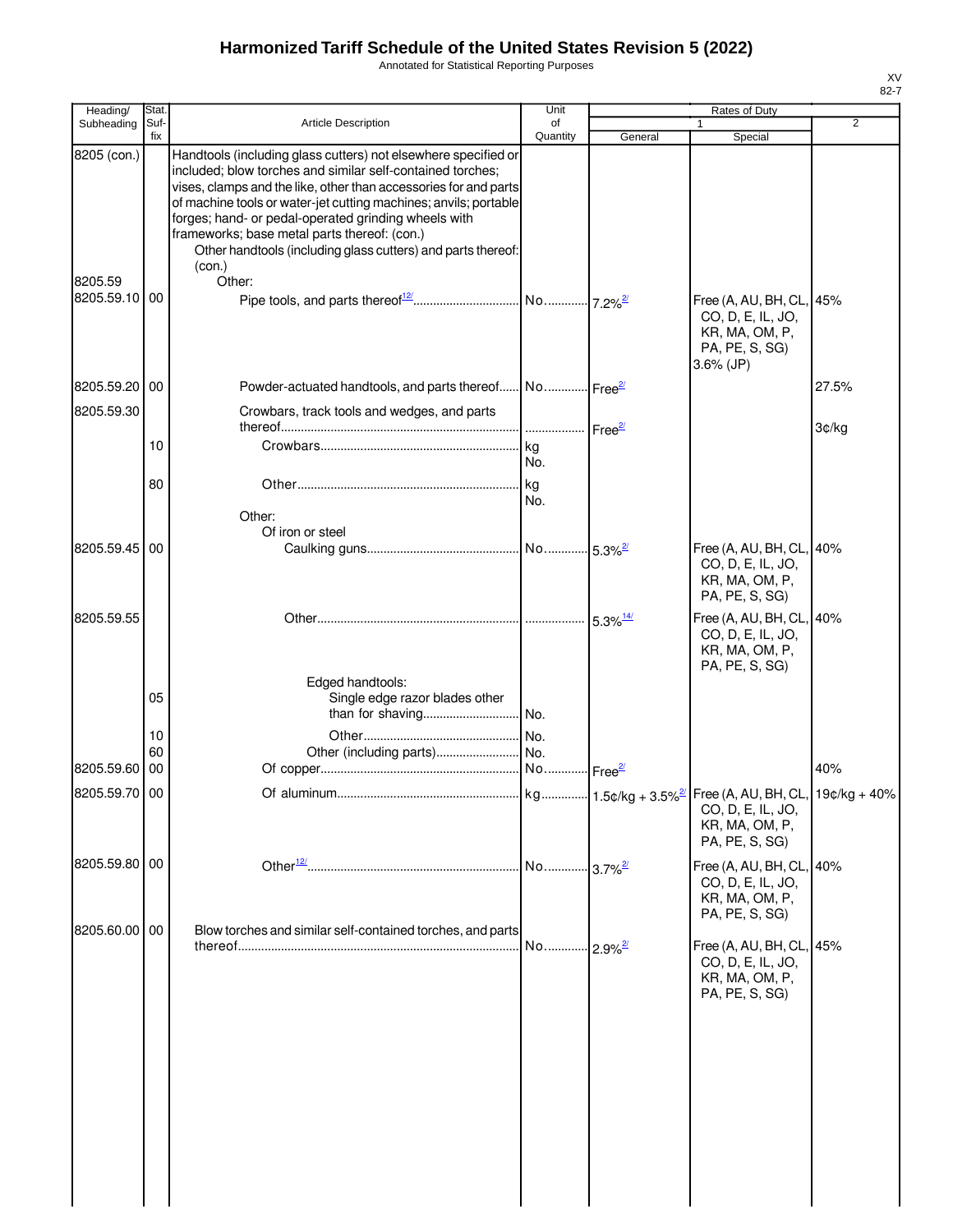# Harmonized Tariff Schedule of the United States Revision 5 (2022)

Annotated for Statistical Reporting Purposes

XV
82-7

| Heading/ Subheading | Stat. Suf- fix | Article Description | Unit of Quantity | Rates of Duty 1 General | 1 Special | 2 |
|---|---|---|---|---|---|---|
| 8205 (con.) | | Handtools (including glass cutters) not elsewhere specified or included; blow torches and similar self-contained torches; vises, clamps and the like, other than accessories for and parts of machine tools or water-jet cutting machines; anvils; portable forges; hand- or pedal-operated grinding wheels with frameworks; base metal parts thereof: (con.) | | | | |
| | | Other handtools (including glass cutters) and parts thereof: (con.) | | | | |
| 8205.59 | | Other: | | | | |
| 8205.59.10 | 00 | Pipe tools, and parts thereof[12/] | No. | 7.2%[2/] | Free (A, AU, BH, CL, CO, D, E, IL, JO, KR, MA, OM, P, PA, PE, S, SG) 3.6% (JP) | 45% |
| 8205.59.20 | 00 | Powder-actuated handtools, and parts thereof | No. | Free[2/] | | 27.5% |
| 8205.59.30 | | Crowbars, track tools and wedges, and parts thereof | | Free[2/] | | 3¢/kg |
| | 10 | Crowbars | kg No. | | | |
| | 80 | Other | kg No. | | | |
| | | Other: | | | | |
| | | Of iron or steel | | | | |
| 8205.59.45 | 00 | Caulking guns | No. | 5.3%[2/] | Free (A, AU, BH, CL, CO, D, E, IL, JO, KR, MA, OM, P, PA, PE, S, SG) | 40% |
| 8205.59.55 | | Other | | 5.3%[14/] | Free (A, AU, BH, CL, CO, D, E, IL, JO, KR, MA, OM, P, PA, PE, S, SG) | 40% |
| | | Edged handtools: | | | | |
| | 05 | Single edge razor blades other than for shaving | No. | | | |
| | 10 | Other | No. | | | |
| | 60 | Other (including parts) | No. | | | |
| 8205.59.60 | 00 | Of copper | No. | Free[2/] | | 40% |
| 8205.59.70 | 00 | Of aluminum | kg | 1.5¢/kg + 3.5%[2/] | Free (A, AU, BH, CL, CO, D, E, IL, JO, KR, MA, OM, P, PA, PE, S, SG) | 19¢/kg + 40% |
| 8205.59.80 | 00 | Other[12/] | No. | 3.7%[2/] | Free (A, AU, BH, CL, CO, D, E, IL, JO, KR, MA, OM, P, PA, PE, S, SG) | 40% |
| 8205.60.00 | 00 | Blow torches and similar self-contained torches, and parts thereof | No. | 2.9%[2/] | Free (A, AU, BH, CL, CO, D, E, IL, JO, KR, MA, OM, P, PA, PE, S, SG) | 45% |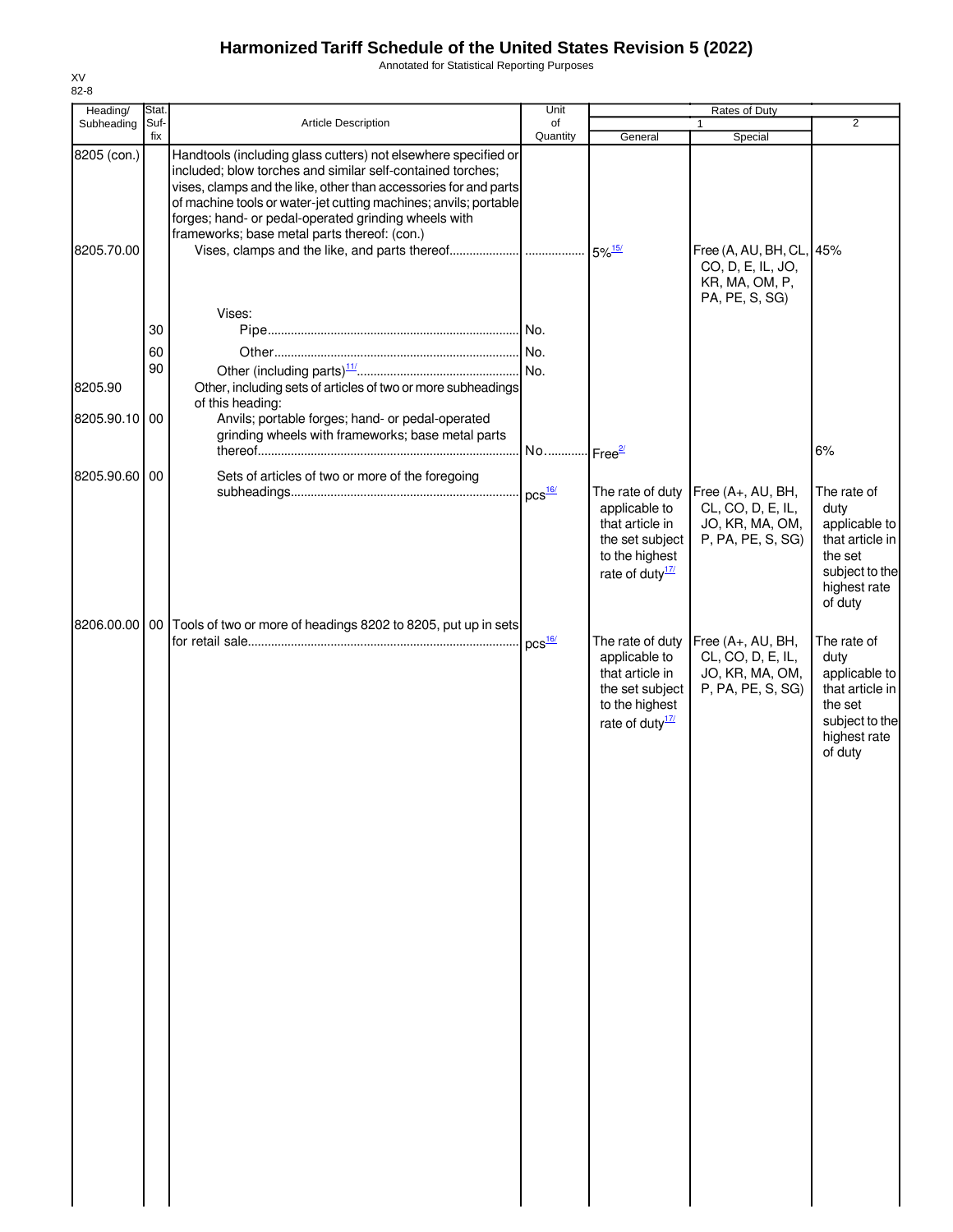# Harmonized Tariff Schedule of the United States Revision 5 (2022)

Annotated for Statistical Reporting Purposes

XV
82-8

| Heading/ Subheading | Stat. Suf- fix | Article Description | Unit of Quantity | Rates of Duty 1 General | Special | 2 |
|---|---|---|---|---|---|---|
| 8205 (con.) | | Handtools (including glass cutters) not elsewhere specified or included; blow torches and similar self-contained torches; vises, clamps and the like, other than accessories for and parts of machine tools or water-jet cutting machines; anvils; portable forges; hand- or pedal-operated grinding wheels with frameworks; base metal parts thereof: (con.) | | | | |
| 8205.70.00 | | Vises, clamps and the like, and parts thereof | | 5%[15/] | Free (A, AU, BH, CL, CO, D, E, IL, JO, KR, MA, OM, P, PA, PE, S, SG) | 45% |
| | | Vises: | | | | |
| | 30 | Pipe | No. | | | |
| | 60 | Other | No. | | | |
| | 90 | Other (including parts)[11/] | No. | | | |
| 8205.90 | | Other, including sets of articles of two or more subheadings of this heading: | | | | |
| 8205.90.10 | 00 | Anvils; portable forges; hand- or pedal-operated grinding wheels with frameworks; base metal parts thereof | No. | Free[2/] | | 6% |
| 8205.90.60 | 00 | Sets of articles of two or more of the foregoing subheadings | pcs[16/] | The rate of duty applicable to that article in the set subject to the highest rate of duty[17/] | Free (A+, AU, BH, CL, CO, D, E, IL, JO, KR, MA, OM, P, PA, PE, S, SG) | The rate of duty applicable to that article in the set subject to the highest rate of duty |
| 8206.00.00 | 00 | Tools of two or more of headings 8202 to 8205, put up in sets for retail sale | pcs[16/] | The rate of duty applicable to that article in the set subject to the highest rate of duty[17/] | Free (A+, AU, BH, CL, CO, D, E, IL, JO, KR, MA, OM, P, PA, PE, S, SG) | The rate of duty applicable to that article in the set subject to the highest rate of duty |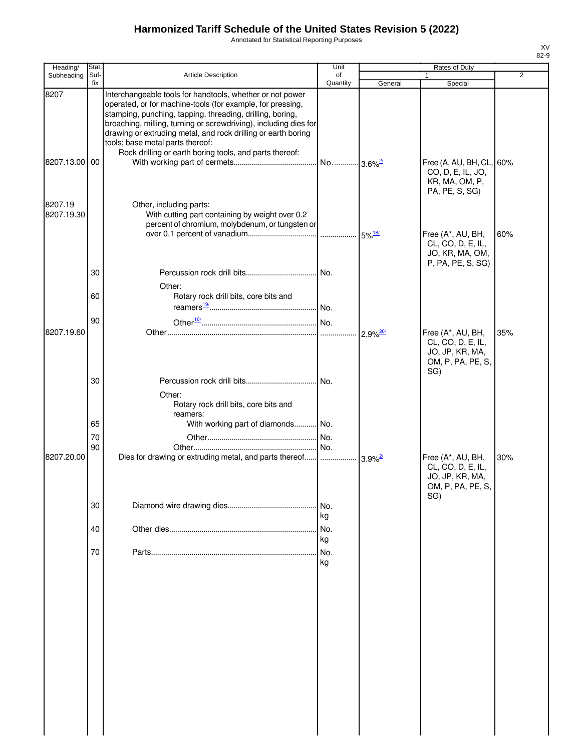# Harmonized Tariff Schedule of the United States Revision 5 (2022)

Annotated for Statistical Reporting Purposes

| Heading/ Subheading | Stat. Suf- fix | Article Description | Unit of Quantity | Rates of Duty 1 General | Rates of Duty 1 Special | Rates of Duty 2 |
|---|---|---|---|---|---|---|
| 8207 | | Interchangeable tools for handtools, whether or not power operated, or for machine-tools (for example, for pressing, stamping, punching, tapping, threading, drilling, boring, broaching, milling, turning or screwdriving), including dies for drawing or extruding metal, and rock drilling or earth boring tools; base metal parts thereof: | | | | |
| | | Rock drilling or earth boring tools, and parts thereof: | | | | |
| 8207.13.00 | 00 | With working part of cermets | No. | 3.6%[2/] | Free (A, AU, BH, CL, CO, D, E, IL, JO, KR, MA, OM, P, PA, PE, S, SG) | 60% |
| 8207.19 | | Other, including parts: | | | | |
| 8207.19.30 | | With cutting part containing by weight over 0.2 percent of chromium, molybdenum, or tungsten or over 0.1 percent of vanadium | | 5%[18/] | Free (A*, AU, BH, CL, CO, D, E, IL, JO, KR, MA, OM, P, PA, PE, S, SG) | 60% |
| | 30 | Percussion rock drill bits | No. | | | |
| | | Other: | | | | |
| | 60 | Rotary rock drill bits, core bits and reamers[19/] | No. | | | |
| | 90 | Other[10/] | No. | | | |
| 8207.19.60 | | Other | | 2.9%[20/] | Free (A*, AU, BH, CL, CO, D, E, IL, JO, JP, KR, MA, OM, P, PA, PE, S, SG) | 35% |
| | 30 | Percussion rock drill bits | No. | | | |
| | | Other: | | | | |
| | | Rotary rock drill bits, core bits and reamers: | | | | |
| | 65 | With working part of diamonds | No. | | | |
| | 70 | Other | No. | | | |
| | 90 | Other | No. | | | |
| 8207.20.00 | | Dies for drawing or extruding metal, and parts thereof | | 3.9%[2/] | Free (A*, AU, BH, CL, CO, D, E, IL, JO, JP, KR, MA, OM, P, PA, PE, S, SG) | 30% |
| | 30 | Diamond wire drawing dies | No. kg | | | |
| | 40 | Other dies | No. kg | | | |
| | 70 | Parts | No. kg | | | |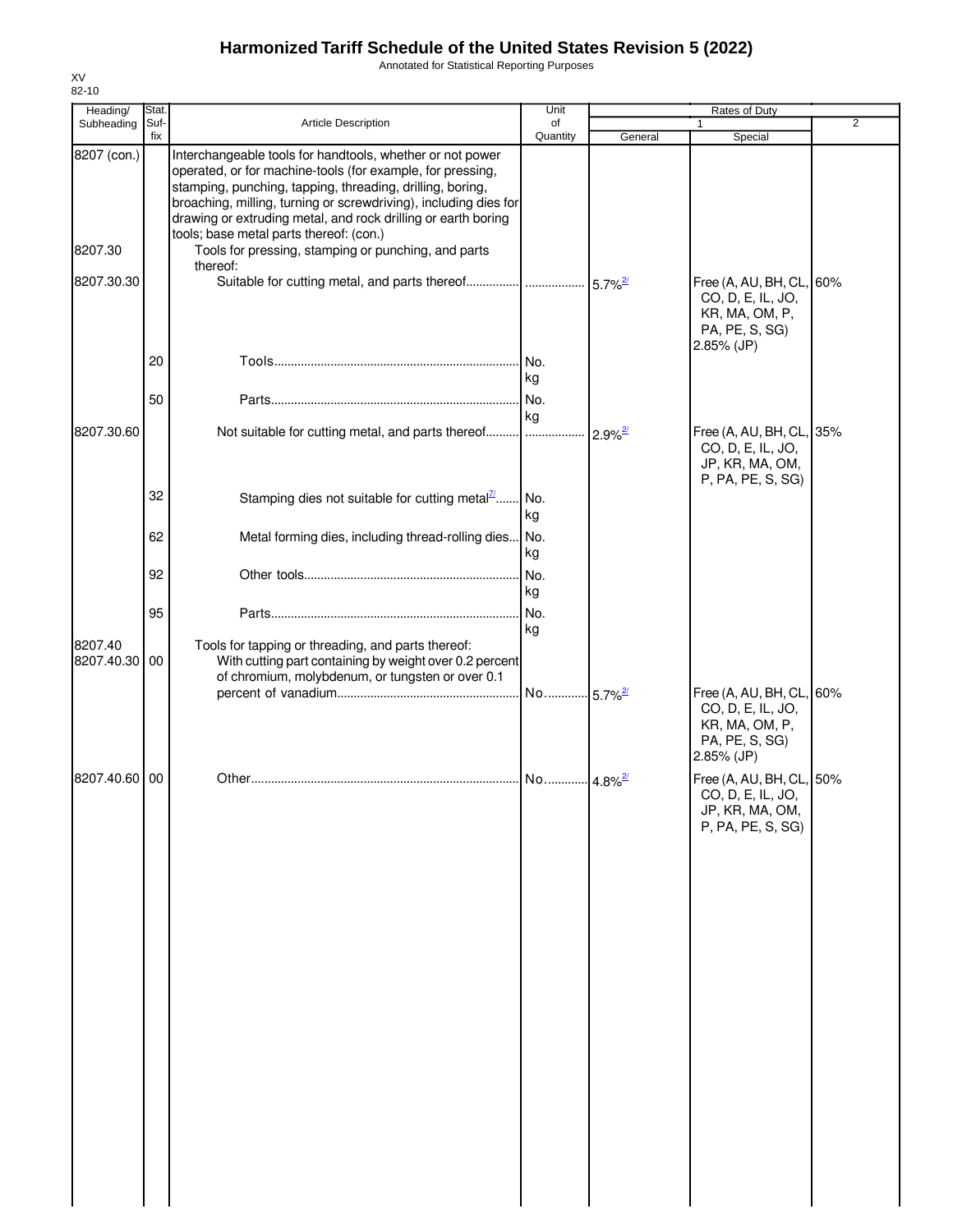# Harmonized Tariff Schedule of the United States Revision 5 (2022)

Annotated for Statistical Reporting Purposes

XV
82-10

| Heading/ Subheading | Stat. Suf- fix | Article Description | Unit of Quantity | Rates of Duty 1 General | Rates of Duty 1 Special | Rates of Duty 2 |
|---|---|---|---|---|---|---|
| 8207 (con.) | | Interchangeable tools for handtools, whether or not power operated, or for machine-tools (for example, for pressing, stamping, punching, tapping, threading, drilling, boring, broaching, milling, turning or screwdriving), including dies for drawing or extruding metal, and rock drilling or earth boring tools; base metal parts thereof: (con.) | | | | |
| 8207.30 | | Tools for pressing, stamping or punching, and parts thereof: | | | | |
| 8207.30.30 | | Suitable for cutting metal, and parts thereof | | 5.7%[2/] | Free (A, AU, BH, CL, CO, D, E, IL, JO, KR, MA, OM, P, PA, PE, S, SG) 2.85% (JP) | 60% |
| | 20 | Tools | No. kg | | | |
| | 50 | Parts | No. kg | | | |
| 8207.30.60 | | Not suitable for cutting metal, and parts thereof | | 2.9%[2/] | Free (A, AU, BH, CL, CO, D, E, IL, JO, JP, KR, MA, OM, P, PA, PE, S, SG) | 35% |
| | 32 | Stamping dies not suitable for cutting metal[7/] | No. kg | | | |
| | 62 | Metal forming dies, including thread-rolling dies | No. kg | | | |
| | 92 | Other tools | No. kg | | | |
| | 95 | Parts | No. kg | | | |
| 8207.40 | | Tools for tapping or threading, and parts thereof: | | | | |
| 8207.40.30 | 00 | With cutting part containing by weight over 0.2 percent of chromium, molybdenum, or tungsten or over 0.1 percent of vanadium | No. | 5.7%[2/] | Free (A, AU, BH, CL, CO, D, E, IL, JO, KR, MA, OM, P, PA, PE, S, SG) 2.85% (JP) | 60% |
| 8207.40.60 | 00 | Other | No. | 4.8%[2/] | Free (A, AU, BH, CL, CO, D, E, IL, JO, JP, KR, MA, OM, P, PA, PE, S, SG) | 50% |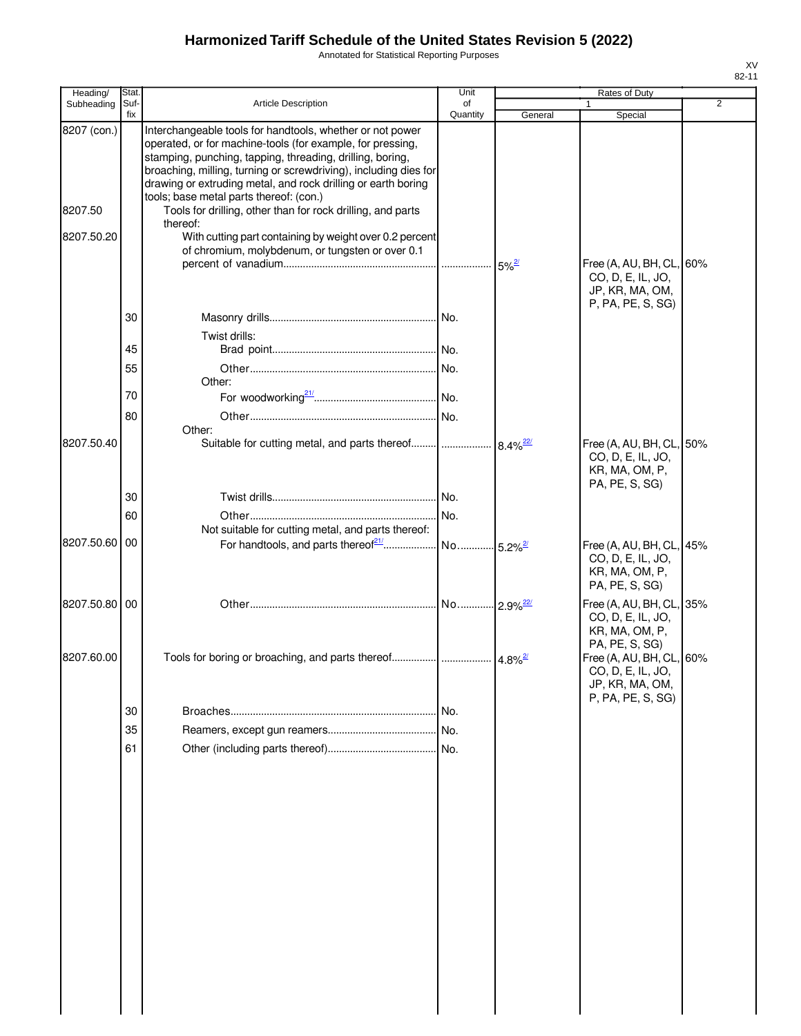# Harmonized Tariff Schedule of the United States Revision 5 (2022)

Annotated for Statistical Reporting Purposes

XV
82-11

| Heading/ Subheading | Stat. Suf- fix | Article Description | Unit of Quantity | Rates of Duty 1 General | Special | 2 |
|---|---|---|---|---|---|---|
| 8207 (con.) | | Interchangeable tools for handtools, whether or not power operated, or for machine-tools (for example, for pressing, stamping, punching, tapping, threading, drilling, boring, broaching, milling, turning or screwdriving), including dies for drawing or extruding metal, and rock drilling or earth boring tools; base metal parts thereof: (con.) | | | | |
| 8207.50 | | Tools for drilling, other than for rock drilling, and parts thereof: | | | | |
| 8207.50.20 | | With cutting part containing by weight over 0.2 percent of chromium, molybdenum, or tungsten or over 0.1 percent of vanadium | | 5% [2/] | Free (A, AU, BH, CL, CO, D, E, IL, JO, JP, KR, MA, OM, P, PA, PE, S, SG) | 60% |
| | 30 | Masonry drills | No. | | | |
| | | Twist drills: | | | | |
| | 45 | Brad point | No. | | | |
| | 55 | Other | No. | | | |
| | | Other: | | | | |
| | 70 | For woodworking [21/] | No. | | | |
| | 80 | Other | No. | | | |
| | | Other: | | | | |
| 8207.50.40 | | Suitable for cutting metal, and parts thereof | | 8.4% [22/] | Free (A, AU, BH, CL, CO, D, E, IL, JO, KR, MA, OM, P, PA, PE, S, SG) | 50% |
| | 30 | Twist drills | No. | | | |
| | 60 | Other | No. | | | |
| | | Not suitable for cutting metal, and parts thereof: | | | | |
| 8207.50.60 | 00 | For handtools, and parts thereof [21/] | No. | 5.2% [2/] | Free (A, AU, BH, CL, CO, D, E, IL, JO, KR, MA, OM, P, PA, PE, S, SG) | 45% |
| 8207.50.80 | 00 | Other | No. | 2.9% [22/] | Free (A, AU, BH, CL, CO, D, E, IL, JO, KR, MA, OM, P, PA, PE, S, SG) | 35% |
| 8207.60.00 | | Tools for boring or broaching, and parts thereof | | 4.8% [2/] | Free (A, AU, BH, CL, CO, D, E, IL, JO, JP, KR, MA, OM, P, PA, PE, S, SG) | 60% |
| | 30 | Broaches | No. | | | |
| | 35 | Reamers, except gun reamers | No. | | | |
| | 61 | Other (including parts thereof) | No. | | | |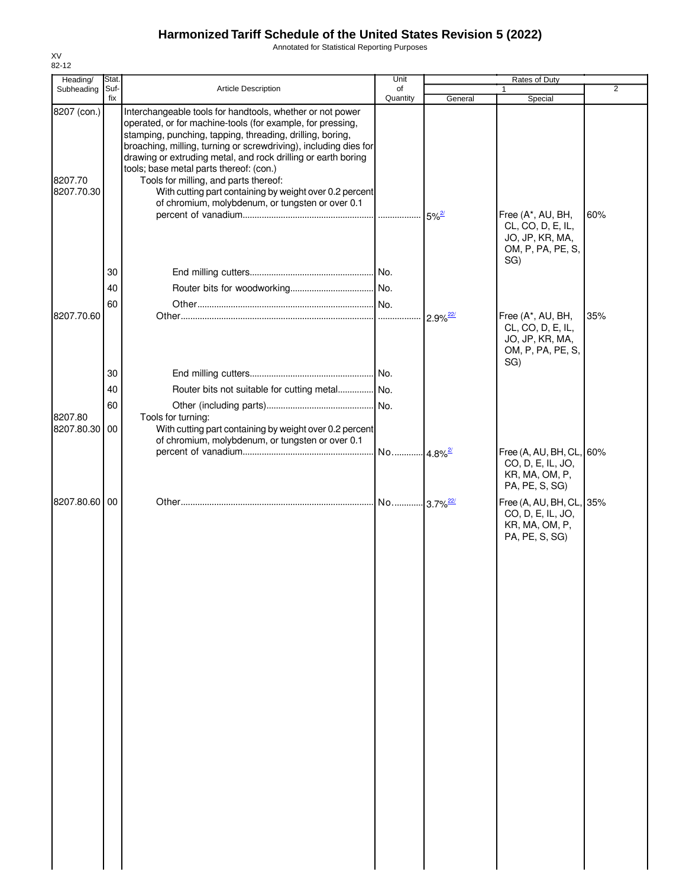# Harmonized Tariff Schedule of the United States Revision 5 (2022)

Annotated for Statistical Reporting Purposes

XV
82-12

| Heading/ Subheading | Stat. Suf-fix | Article Description | Unit of Quantity | Rates of Duty 1 General | Rates of Duty 1 Special | Rates of Duty 2 |
|---|---|---|---|---|---|---|
| 8207 (con.) | | Interchangeable tools for handtools, whether or not power operated, or for machine-tools (for example, for pressing, stamping, punching, tapping, threading, drilling, boring, broaching, milling, turning or screwdriving), including dies for drawing or extruding metal, and rock drilling or earth boring tools; base metal parts thereof: (con.) | | | | |
| 8207.70 | | Tools for milling, and parts thereof: | | | | |
| 8207.70.30 | | With cutting part containing by weight over 0.2 percent of chromium, molybdenum, or tungsten or over 0.1 percent of vanadium | | 5%[2/] | Free (A*, AU, BH, CL, CO, D, E, IL, JO, JP, KR, MA, OM, P, PA, PE, S, SG) | 60% |
| | 30 | End milling cutters | No. | | | |
| | 40 | Router bits for woodworking | No. | | | |
| | 60 | Other | No. | | | |
| 8207.70.60 | | Other | | 2.9%[22/] | Free (A*, AU, BH, CL, CO, D, E, IL, JO, JP, KR, MA, OM, P, PA, PE, S, SG) | 35% |
| | 30 | End milling cutters | No. | | | |
| | 40 | Router bits not suitable for cutting metal | No. | | | |
| | 60 | Other (including parts) | No. | | | |
| 8207.80 | | Tools for turning: | | | | |
| 8207.80.30 | 00 | With cutting part containing by weight over 0.2 percent of chromium, molybdenum, or tungsten or over 0.1 percent of vanadium | No. | 4.8%[2/] | Free (A, AU, BH, CL, CO, D, E, IL, JO, KR, MA, OM, P, PA, PE, S, SG) | 60% |
| 8207.80.60 | 00 | Other | No. | 3.7%[22/] | Free (A, AU, BH, CL, CO, D, E, IL, JO, KR, MA, OM, P, PA, PE, S, SG) | 35% |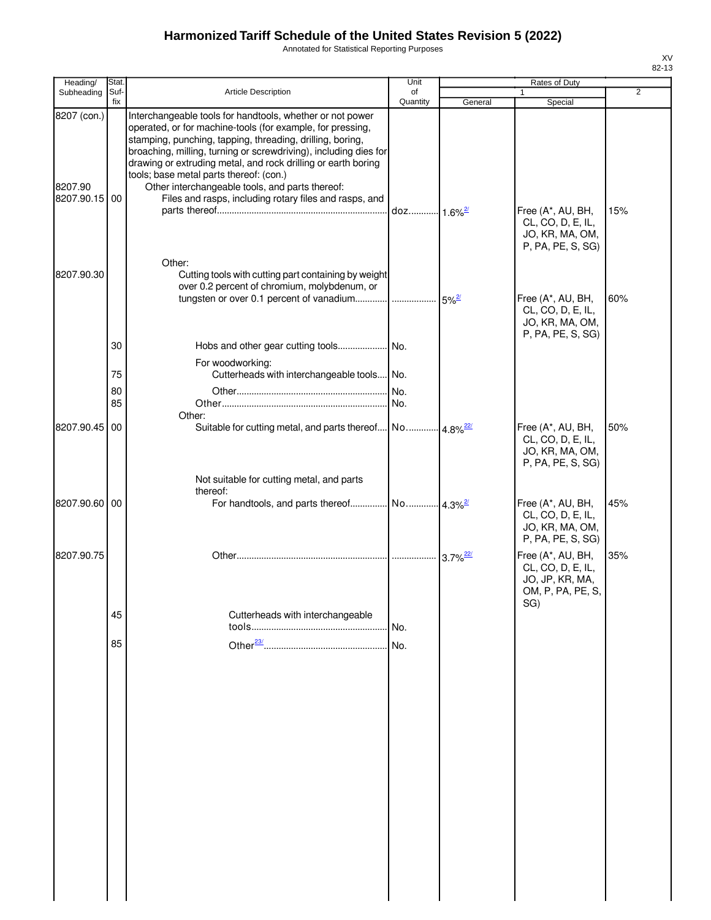# Harmonized Tariff Schedule of the United States Revision 5 (2022)

Annotated for Statistical Reporting Purposes

XV
82-13

| Heading/ Subheading | Stat. Suf- fix | Article Description | Unit of Quantity | Rates of Duty 1 General | Special | 2 |
|---|---|---|---|---|---|---|
| 8207 (con.) | | Interchangeable tools for handtools, whether or not power operated, or for machine-tools (for example, for pressing, stamping, punching, tapping, threading, drilling, boring, broaching, milling, turning or screwdriving), including dies for drawing or extruding metal, and rock drilling or earth boring tools; base metal parts thereof: (con.) | | | | |
| 8207.90 | | Other interchangeable tools, and parts thereof: | | | | |
| 8207.90.15 | 00 | Files and rasps, including rotary files and rasps, and parts thereof | doz. | 1.6%[2/] | Free (A*, AU, BH, CL, CO, D, E, IL, JO, KR, MA, OM, P, PA, PE, S, SG) | 15% |
| | | Other: | | | | |
| 8207.90.30 | | Cutting tools with cutting part containing by weight over 0.2 percent of chromium, molybdenum, or tungsten or over 0.1 percent of vanadium | | 5%[2/] | Free (A*, AU, BH, CL, CO, D, E, IL, JO, KR, MA, OM, P, PA, PE, S, SG) | 60% |
| | 30 | Hobs and other gear cutting tools | No. | | | |
| | | For woodworking: | | | | |
| | 75 | Cutterheads with interchangeable tools | No. | | | |
| | 80 | Other | No. | | | |
| | 85 | Other | No. | | | |
| | | Other: | | | | |
| 8207.90.45 | 00 | Suitable for cutting metal, and parts thereof | No. | 4.8%[22/] | Free (A*, AU, BH, CL, CO, D, E, IL, JO, KR, MA, OM, P, PA, PE, S, SG) | 50% |
| | | Not suitable for cutting metal, and parts thereof: | | | | |
| 8207.90.60 | 00 | For handtools, and parts thereof | No. | 4.3%[2/] | Free (A*, AU, BH, CL, CO, D, E, IL, JO, KR, MA, OM, P, PA, PE, S, SG) | 45% |
| 8207.90.75 | | Other | | 3.7%[22/] | Free (A*, AU, BH, CL, CO, D, E, IL, JO, JP, KR, MA, OM, P, PA, PE, S, SG) | 35% |
| | 45 | Cutterheads with interchangeable tools | No. | | | |
| | 85 | Other[23/] | No. | | | |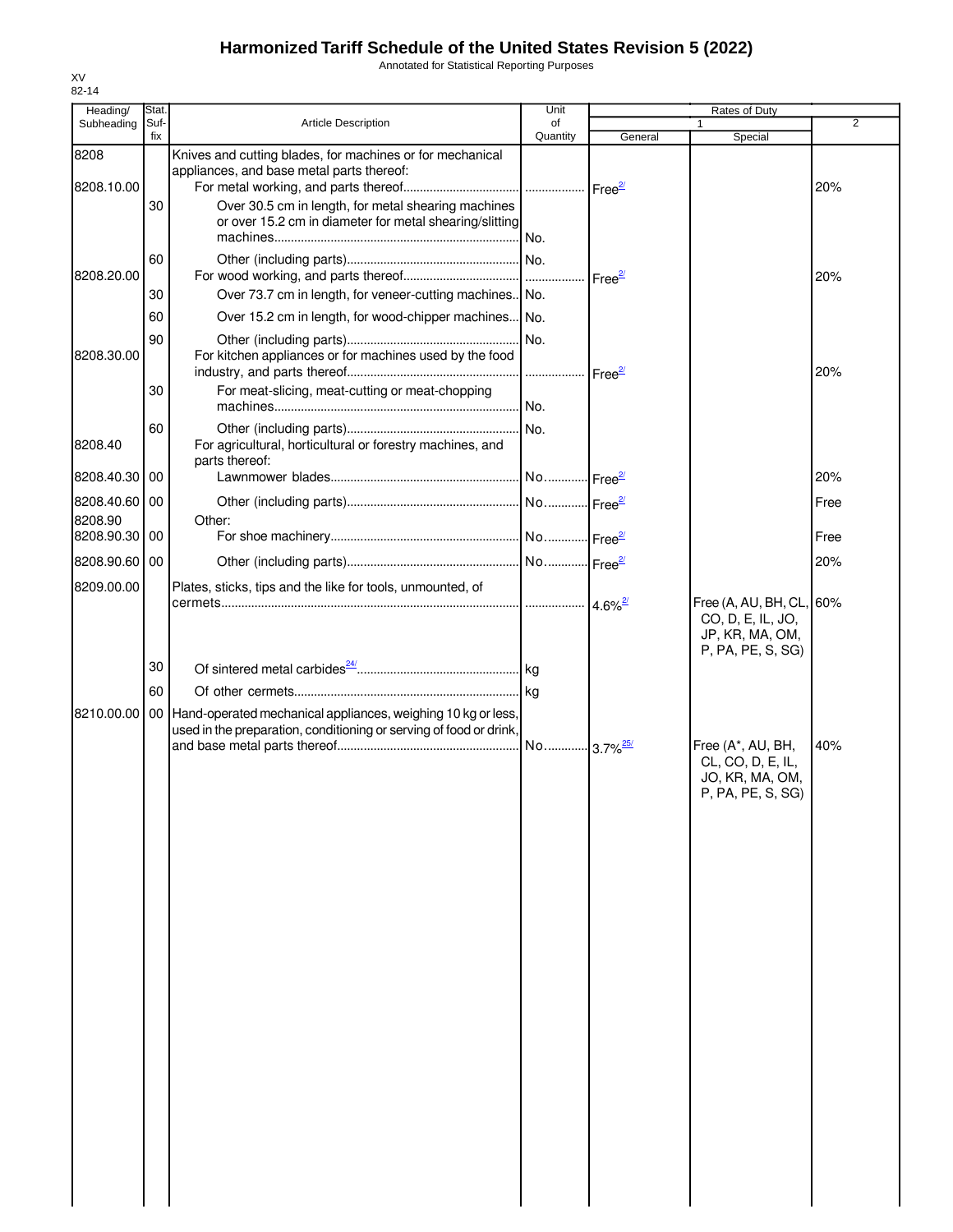# Harmonized Tariff Schedule of the United States Revision 5 (2022)

Annotated for Statistical Reporting Purposes

XV
82-14

| Heading/ Subheading | Stat. Suf- fix | Article Description | Unit of Quantity | Rates of Duty 1 General | Special | 2 |
|---|---|---|---|---|---|---|
| 8208 | | Knives and cutting blades, for machines or for mechanical appliances, and base metal parts thereof: | | | | |
| 8208.10.00 | | For metal working, and parts thereof | | Free[2/] | | 20% |
| | 30 | Over 30.5 cm in length, for metal shearing machines or over 15.2 cm in diameter for metal shearing/slitting machines | No. | | | |
| | 60 | Other (including parts) | No. | | | |
| 8208.20.00 | | For wood working, and parts thereof | | Free[2/] | | 20% |
| | 30 | Over 73.7 cm in length, for veneer-cutting machines | No. | | | |
| | 60 | Over 15.2 cm in length, for wood-chipper machines | No. | | | |
| | 90 | Other (including parts) | No. | | | |
| 8208.30.00 | | For kitchen appliances or for machines used by the food industry, and parts thereof | | Free[2/] | | 20% |
| | 30 | For meat-slicing, meat-cutting or meat-chopping machines | No. | | | |
| | 60 | Other (including parts) | No. | | | |
| 8208.40 | | For agricultural, horticultural or forestry machines, and parts thereof: | | | | |
| 8208.40.30 | 00 | Lawnmower blades | No. | Free[2/] | | 20% |
| 8208.40.60 | 00 | Other (including parts) | No. | Free[2/] | | Free |
| 8208.90 | | Other: | | | | |
| 8208.90.30 | 00 | For shoe machinery | No. | Free[2/] | | Free |
| 8208.90.60 | 00 | Other (including parts) | No. | Free[2/] | | 20% |
| 8209.00.00 | | Plates, sticks, tips and the like for tools, unmounted, of cermets | | 4.6%[2/] | Free (A, AU, BH, CL, CO, D, E, IL, JO, JP, KR, MA, OM, P, PA, PE, S, SG) | 60% |
| | 30 | Of sintered metal carbides[24/] | kg | | | |
| | 60 | Of other cermets | kg | | | |
| 8210.00.00 | 00 | Hand-operated mechanical appliances, weighing 10 kg or less, used in the preparation, conditioning or serving of food or drink, and base metal parts thereof | No. | 3.7%[25/] | Free (A*, AU, BH, CL, CO, D, E, IL, JO, KR, MA, OM, P, PA, PE, S, SG) | 40% |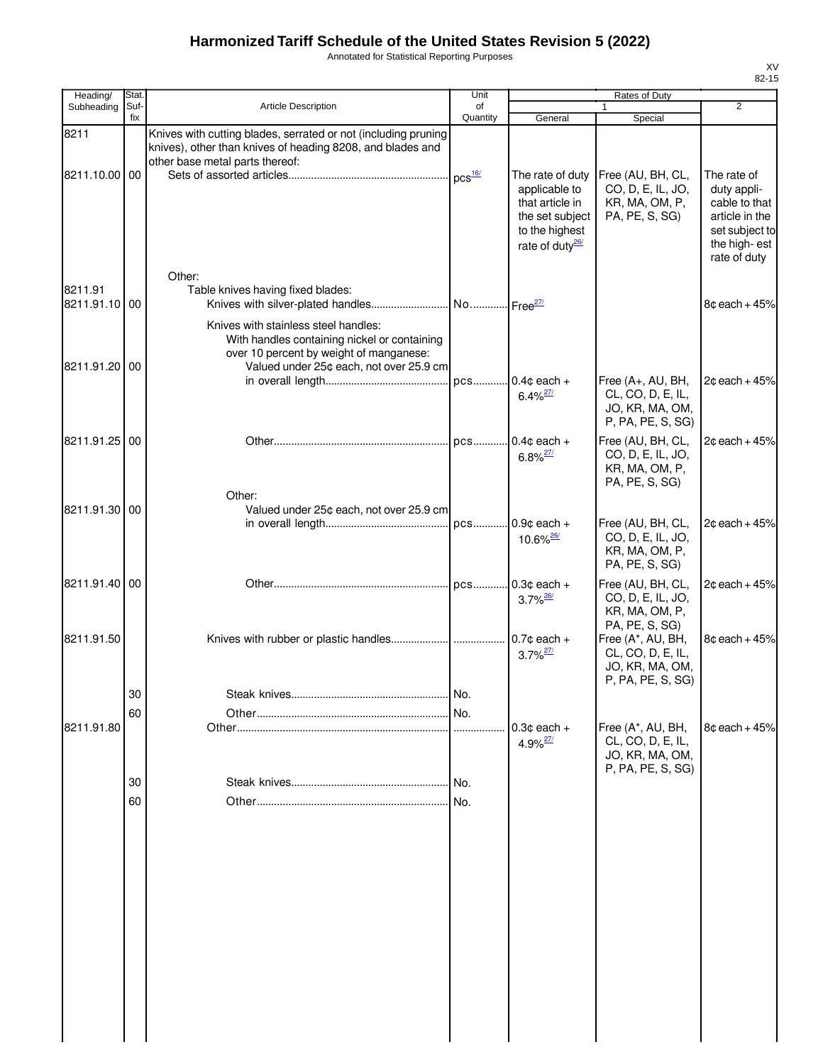# Harmonized Tariff Schedule of the United States Revision 5 (2022)

Annotated for Statistical Reporting Purposes

XV
82-15

| Heading/ Subheading | Stat. Suf-fix | Article Description | Unit of Quantity | Rates of Duty 1 General | Special | 2 |
|---|---|---|---|---|---|---|
| 8211 | | Knives with cutting blades, serrated or not (including pruning knives), other than knives of heading 8208, and blades and other base metal parts thereof: | | | | |
| 8211.10.00 | 00 | Sets of assorted articles | pcs[16/] | The rate of duty applicable to that article in the set subject to the highest rate of duty[26/] | Free (AU, BH, CL, CO, D, E, IL, JO, KR, MA, OM, P, PA, PE, S, SG) | The rate of duty appli-cable to that article in the set subject to the high- est rate of duty |
| | | Other: | | | | |
| 8211.91 | | Table knives having fixed blades: | | | | |
| 8211.91.10 | 00 | Knives with silver-plated handles | No. | Free[27/] | | 8¢ each + 45% |
| | | Knives with stainless steel handles: | | | | |
| | | With handles containing nickel or containing over 10 percent by weight of manganese: | | | | |
| 8211.91.20 | 00 | Valued under 25¢ each, not over 25.9 cm in overall length | pcs | 0.4¢ each + 6.4%[27/] | Free (A+, AU, BH, CL, CO, D, E, IL, JO, KR, MA, OM, P, PA, PE, S, SG) | 2¢ each + 45% |
| 8211.91.25 | 00 | Other | pcs | 0.4¢ each + 6.8%[27/] | Free (AU, BH, CL, CO, D, E, IL, JO, KR, MA, OM, P, PA, PE, S, SG) | 2¢ each + 45% |
| | | Other: | | | | |
| 8211.91.30 | 00 | Valued under 25¢ each, not over 25.9 cm in overall length | pcs | 0.9¢ each + 10.6%[26/] | Free (AU, BH, CL, CO, D, E, IL, JO, KR, MA, OM, P, PA, PE, S, SG) | 2¢ each + 45% |
| 8211.91.40 | 00 | Other | pcs | 0.3¢ each + 3.7%[26/] | Free (AU, BH, CL, CO, D, E, IL, JO, KR, MA, OM, P, PA, PE, S, SG) | 2¢ each + 45% |
| 8211.91.50 | | Knives with rubber or plastic handles | | 0.7¢ each + 3.7%[27/] | Free (A*, AU, BH, CL, CO, D, E, IL, JO, KR, MA, OM, P, PA, PE, S, SG) | 8¢ each + 45% |
| | 30 | Steak knives | No. | | | |
| | 60 | Other | No. | | | |
| 8211.91.80 | | Other | | 0.3¢ each + 4.9%[27/] | Free (A*, AU, BH, CL, CO, D, E, IL, JO, KR, MA, OM, P, PA, PE, S, SG) | 8¢ each + 45% |
| | 30 | Steak knives | No. | | | |
| | 60 | Other | No. | | | |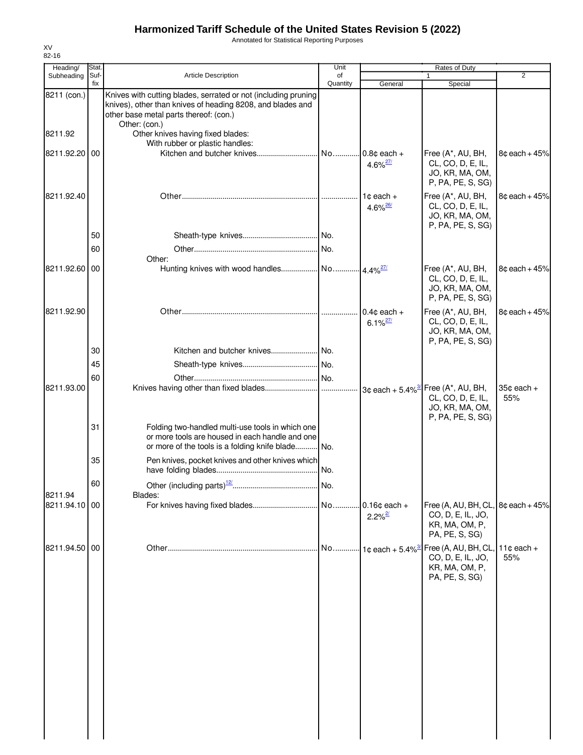# Harmonized Tariff Schedule of the United States Revision 5 (2022)

Annotated for Statistical Reporting Purposes

XV
82-16

| Heading/ Subheading | Stat. Suf- fix | Article Description | Unit of Quantity | Rates of Duty 1 General | Special | 2 |
|---|---|---|---|---|---|---|
| 8211 (con.) | | Knives with cutting blades, serrated or not (including pruning knives), other than knives of heading 8208, and blades and other base metal parts thereof: (con.) | | | | |
| | | Other: (con.) | | | | |
| 8211.92 | | Other knives having fixed blades: | | | | |
| | | With rubber or plastic handles: | | | | |
| 8211.92.20 | 00 | Kitchen and butcher knives | No. | 0.8¢ each + 4.6%[27/] | Free (A*, AU, BH, CL, CO, D, E, IL, JO, KR, MA, OM, P, PA, PE, S, SG) | 8¢ each + 45% |
| 8211.92.40 | | Other | | 1¢ each + 4.6%[26/] | Free (A*, AU, BH, CL, CO, D, E, IL, JO, KR, MA, OM, P, PA, PE, S, SG) | 8¢ each + 45% |
| | 50 | Sheath-type knives | No. | | | |
| | 60 | Other | No. | | | |
| | | Other: | | | | |
| 8211.92.60 | 00 | Hunting knives with wood handles | No. | 4.4%[27/] | Free (A*, AU, BH, CL, CO, D, E, IL, JO, KR, MA, OM, P, PA, PE, S, SG) | 8¢ each + 45% |
| 8211.92.90 | | Other | | 0.4¢ each + 6.1%[27/] | Free (A*, AU, BH, CL, CO, D, E, IL, JO, KR, MA, OM, P, PA, PE, S, SG) | 8¢ each + 45% |
| | 30 | Kitchen and butcher knives | No. | | | |
| | 45 | Sheath-type knives | No. | | | |
| | 60 | Other | No. | | | |
| 8211.93.00 | | Knives having other than fixed blades | | 3¢ each + 5.4%[3/] | Free (A*, AU, BH, CL, CO, D, E, IL, JO, KR, MA, OM, P, PA, PE, S, SG) | 35¢ each + 55% |
| | 31 | Folding two-handled multi-use tools in which one or more tools are housed in each handle and one or more of the tools is a folding knife blade | No. | | | |
| | 35 | Pen knives, pocket knives and other knives which have folding blades | No. | | | |
| | 60 | Other (including parts)[12/] | No. | | | |
| 8211.94 | | Blades: | | | | |
| 8211.94.10 | 00 | For knives having fixed blades | No. | 0.16¢ each + 2.2%[2/] | Free (A, AU, BH, CL, CO, D, E, IL, JO, KR, MA, OM, P, PA, PE, S, SG) | 8¢ each + 45% |
| 8211.94.50 | 00 | Other | No. | 1¢ each + 5.4%[3/] | Free (A, AU, BH, CL, CO, D, E, IL, JO, KR, MA, OM, P, PA, PE, S, SG) | 11¢ each + 55% |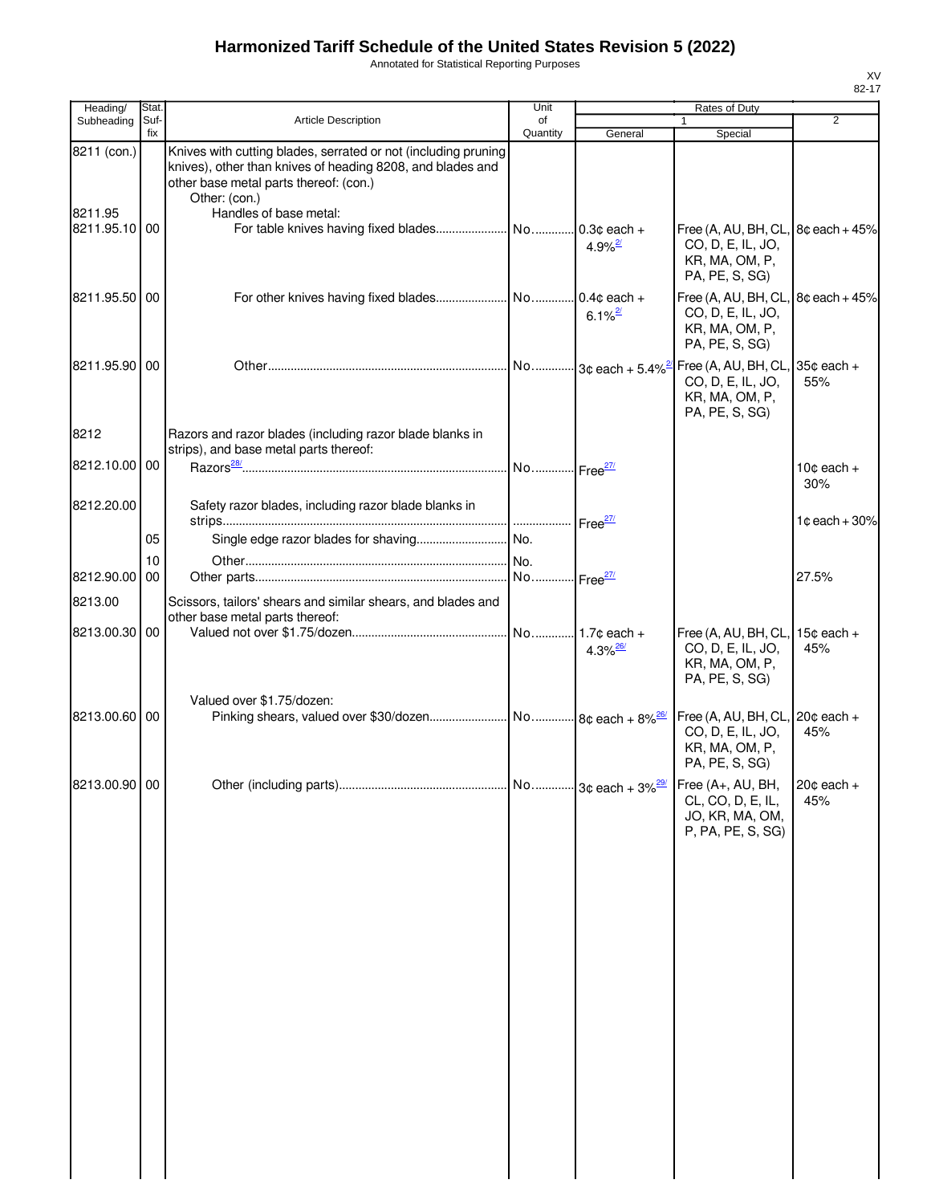# Harmonized Tariff Schedule of the United States Revision 5 (2022)

Annotated for Statistical Reporting Purposes

| Heading/ Subheading | Stat. Suf- fix | Article Description | Unit of Quantity | Rates of Duty 1 General | Rates of Duty 1 Special | Rates of Duty 2 |
|---|---|---|---|---|---|---|
| 8211 (con.) | | Knives with cutting blades, serrated or not (including pruning knives), other than knives of heading 8208, and blades and other base metal parts thereof: (con.) | | | | |
| | | Other: (con.) | | | | |
| 8211.95 | | Handles of base metal: | | | | |
| 8211.95.10 | 00 | For table knives having fixed blades | No. | 0.3¢ each + 4.9%[2/] | Free (A, AU, BH, CL, CO, D, E, IL, JO, KR, MA, OM, P, PA, PE, S, SG) | 8¢ each + 45% |
| 8211.95.50 | 00 | For other knives having fixed blades | No. | 0.4¢ each + 6.1%[2/] | Free (A, AU, BH, CL, CO, D, E, IL, JO, KR, MA, OM, P, PA, PE, S, SG) | 8¢ each + 45% |
| 8211.95.90 | 00 | Other | No. | 3¢ each + 5.4%[2/] | Free (A, AU, BH, CL, CO, D, E, IL, JO, KR, MA, OM, P, PA, PE, S, SG) | 35¢ each + 55% |
| 8212 | | Razors and razor blades (including razor blade blanks in strips), and base metal parts thereof: | | | | |
| 8212.10.00 | 00 | Razors[28/] | No. | Free[27/] | | 10¢ each + 30% |
| 8212.20.00 | | Safety razor blades, including razor blade blanks in strips | | Free[27/] | | 1¢ each + 30% |
| | 05 | Single edge razor blades for shaving | No. | | | |
| | 10 | Other | No. | | | |
| 8212.90.00 | 00 | Other parts | No. | Free[27/] | | 27.5% |
| 8213.00 | | Scissors, tailors' shears and similar shears, and blades and other base metal parts thereof: | | | | |
| 8213.00.30 | 00 | Valued not over $1.75/dozen | No. | 1.7¢ each + 4.3%[26/] | Free (A, AU, BH, CL, CO, D, E, IL, JO, KR, MA, OM, P, PA, PE, S, SG) | 15¢ each + 45% |
| | | Valued over $1.75/dozen: | | | | |
| 8213.00.60 | 00 | Pinking shears, valued over $30/dozen | No. | 8¢ each + 8%[26/] | Free (A, AU, BH, CL, CO, D, E, IL, JO, KR, MA, OM, P, PA, PE, S, SG) | 20¢ each + 45% |
| 8213.00.90 | 00 | Other (including parts) | No. | 3¢ each + 3%[29/] | Free (A+, AU, BH, CL, CO, D, E, IL, JO, KR, MA, OM, P, PA, PE, S, SG) | 20¢ each + 45% |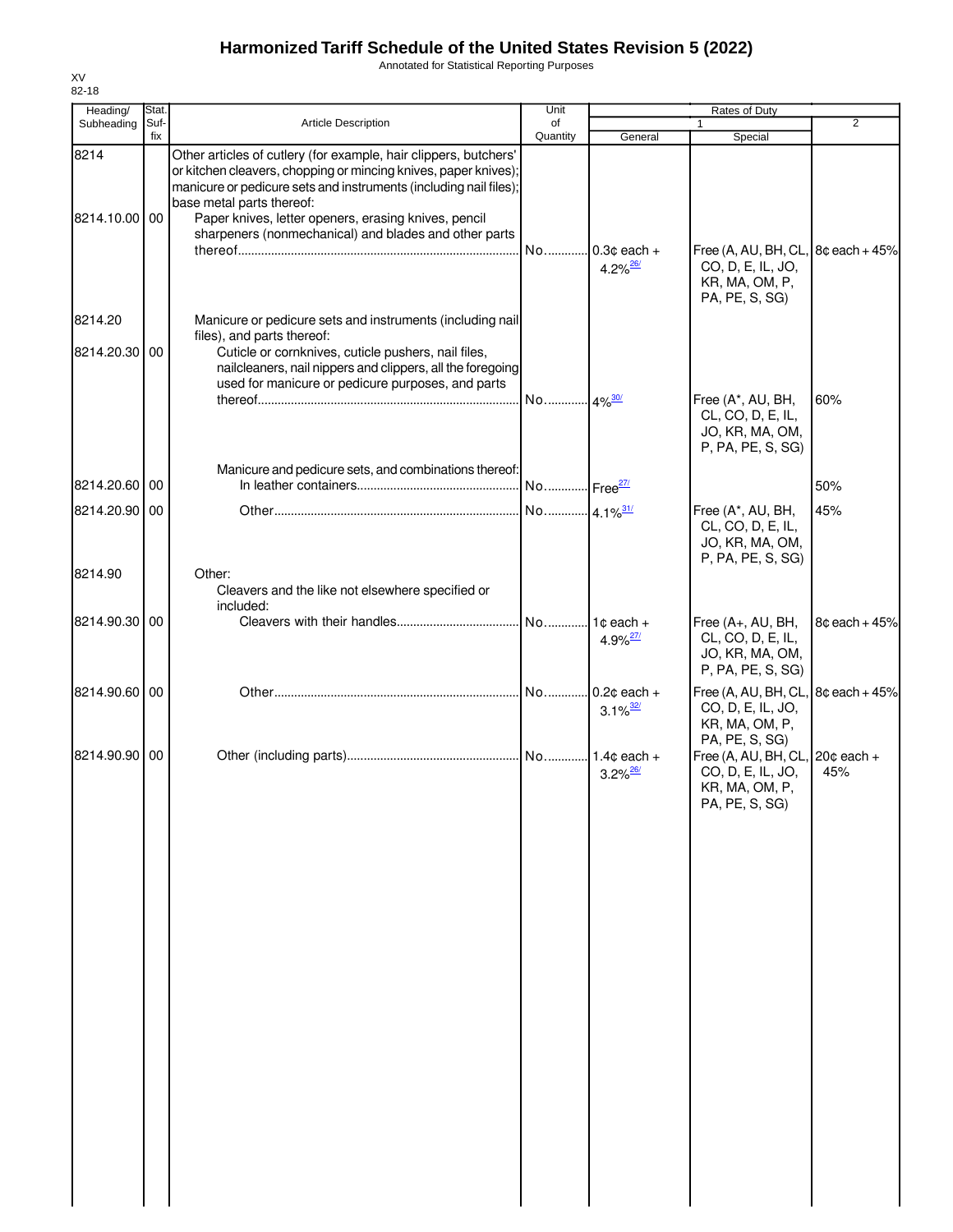# Harmonized Tariff Schedule of the United States Revision 5 (2022)

Annotated for Statistical Reporting Purposes

XV
82-18

| Heading/ Subheading | Stat. Suf- fix | Article Description | Unit of Quantity | Rates of Duty 1 General | Special | 2 |
|---|---|---|---|---|---|---|
| 8214 | | Other articles of cutlery (for example, hair clippers, butchers' or kitchen cleavers, chopping or mincing knives, paper knives); manicure or pedicure sets and instruments (including nail files); base metal parts thereof: | | | | |
| 8214.10.00 | 00 | Paper knives, letter openers, erasing knives, pencil sharpeners (nonmechanical) and blades and other parts thereof | No. | 0.3¢ each + 4.2%[26/] | Free (A, AU, BH, CL, CO, D, E, IL, JO, KR, MA, OM, P, PA, PE, S, SG) | 8¢ each + 45% |
| 8214.20 | | Manicure or pedicure sets and instruments (including nail files), and parts thereof: | | | | |
| 8214.20.30 | 00 | Cuticle or cornknives, cuticle pushers, nail files, nailcleaners, nail nippers and clippers, all the foregoing used for manicure or pedicure purposes, and parts thereof | No. | 4%[30/] | Free (A*, AU, BH, CL, CO, D, E, IL, JO, KR, MA, OM, P, PA, PE, S, SG) | 60% |
| | | Manicure and pedicure sets, and combinations thereof: | | | | |
| 8214.20.60 | 00 | In leather containers | No. | Free[27/] | | 50% |
| 8214.20.90 | 00 | Other | No. | 4.1%[31/] | Free (A*, AU, BH, CL, CO, D, E, IL, JO, KR, MA, OM, P, PA, PE, S, SG) | 45% |
| 8214.90 | | Other: | | | | |
| | | Cleavers and the like not elsewhere specified or included: | | | | |
| 8214.90.30 | 00 | Cleavers with their handles | No. | 1¢ each + 4.9%[27/] | Free (A+, AU, BH, CL, CO, D, E, IL, JO, KR, MA, OM, P, PA, PE, S, SG) | 8¢ each + 45% |
| 8214.90.60 | 00 | Other | No. | 0.2¢ each + 3.1%[32/] | Free (A, AU, BH, CL, CO, D, E, IL, JO, KR, MA, OM, P, PA, PE, S, SG) | 8¢ each + 45% |
| 8214.90.90 | 00 | Other (including parts) | No. | 1.4¢ each + 3.2%[26/] | Free (A, AU, BH, CL, CO, D, E, IL, JO, KR, MA, OM, P, PA, PE, S, SG) | 20¢ each + 45% |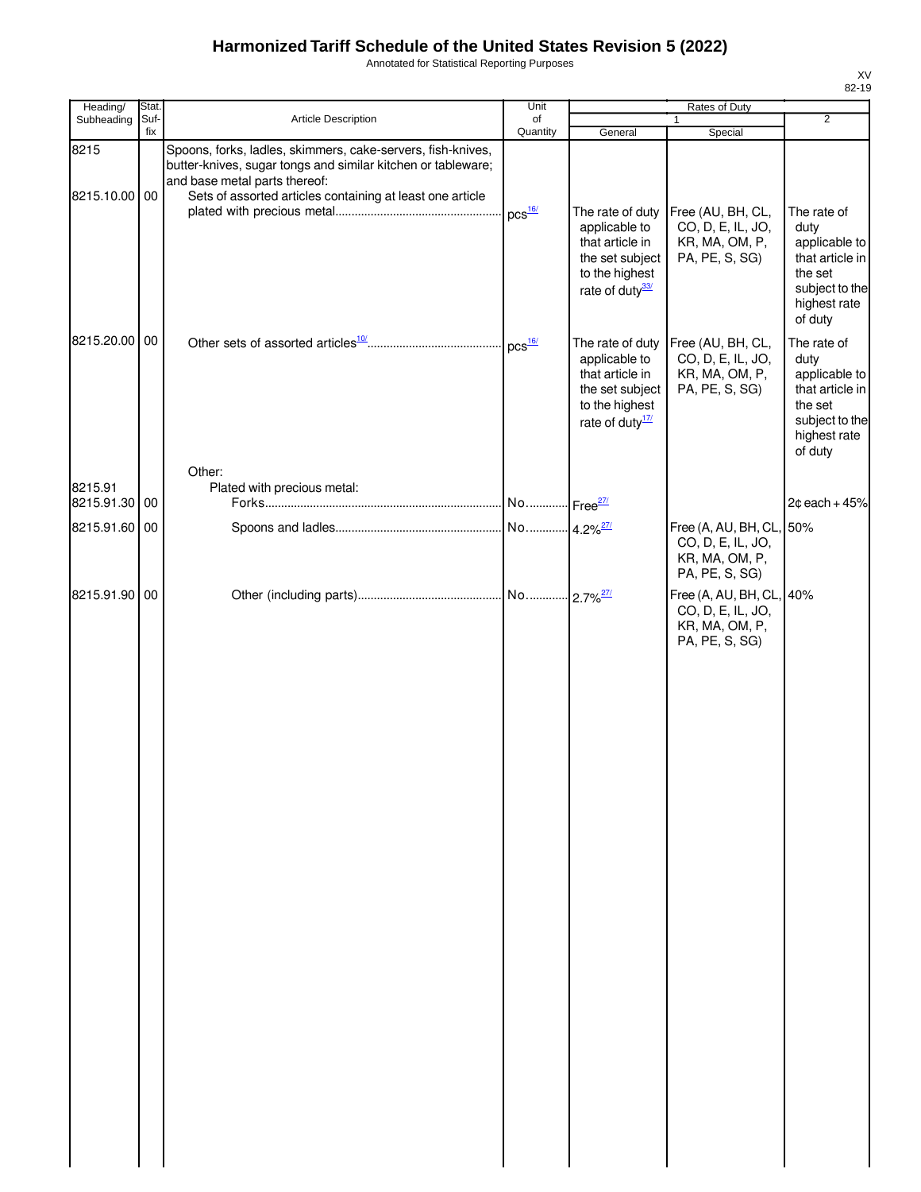# Harmonized Tariff Schedule of the United States Revision 5 (2022)

Annotated for Statistical Reporting Purposes

XV
82-19

| Heading/ Subheading | Stat. Suf- fix | Article Description | Unit of Quantity | Rates of Duty 1 General | Rates of Duty 1 Special | Rates of Duty 2 |
|---|---|---|---|---|---|---|
| 8215 | | Spoons, forks, ladles, skimmers, cake-servers, fish-knives, butter-knives, sugar tongs and similar kitchen or tableware; and base metal parts thereof: | | | | |
| 8215.10.00 | 00 | Sets of assorted articles containing at least one article plated with precious metal | pcs[16/] | The rate of duty applicable to that article in the set subject to the highest rate of duty[33/] | Free (AU, BH, CL, CO, D, E, IL, JO, KR, MA, OM, P, PA, PE, S, SG) | The rate of duty applicable to that article in the set subject to the highest rate of duty |
| 8215.20.00 | 00 | Other sets of assorted articles[10/] | pcs[16/] | The rate of duty applicable to that article in the set subject to the highest rate of duty[17/] | Free (AU, BH, CL, CO, D, E, IL, JO, KR, MA, OM, P, PA, PE, S, SG) | The rate of duty applicable to that article in the set subject to the highest rate of duty |
| | | Other: | | | | |
| 8215.91 | | Plated with precious metal: | | | | |
| 8215.91.30 | 00 | Forks | No. | Free[27/] | | 2¢ each + 45% |
| 8215.91.60 | 00 | Spoons and ladles | No. | 4.2%[27/] | Free (A, AU, BH, CL, CO, D, E, IL, JO, KR, MA, OM, P, PA, PE, S, SG) | 50% |
| 8215.91.90 | 00 | Other (including parts) | No. | 2.7%[27/] | Free (A, AU, BH, CL, CO, D, E, IL, JO, KR, MA, OM, P, PA, PE, S, SG) | 40% |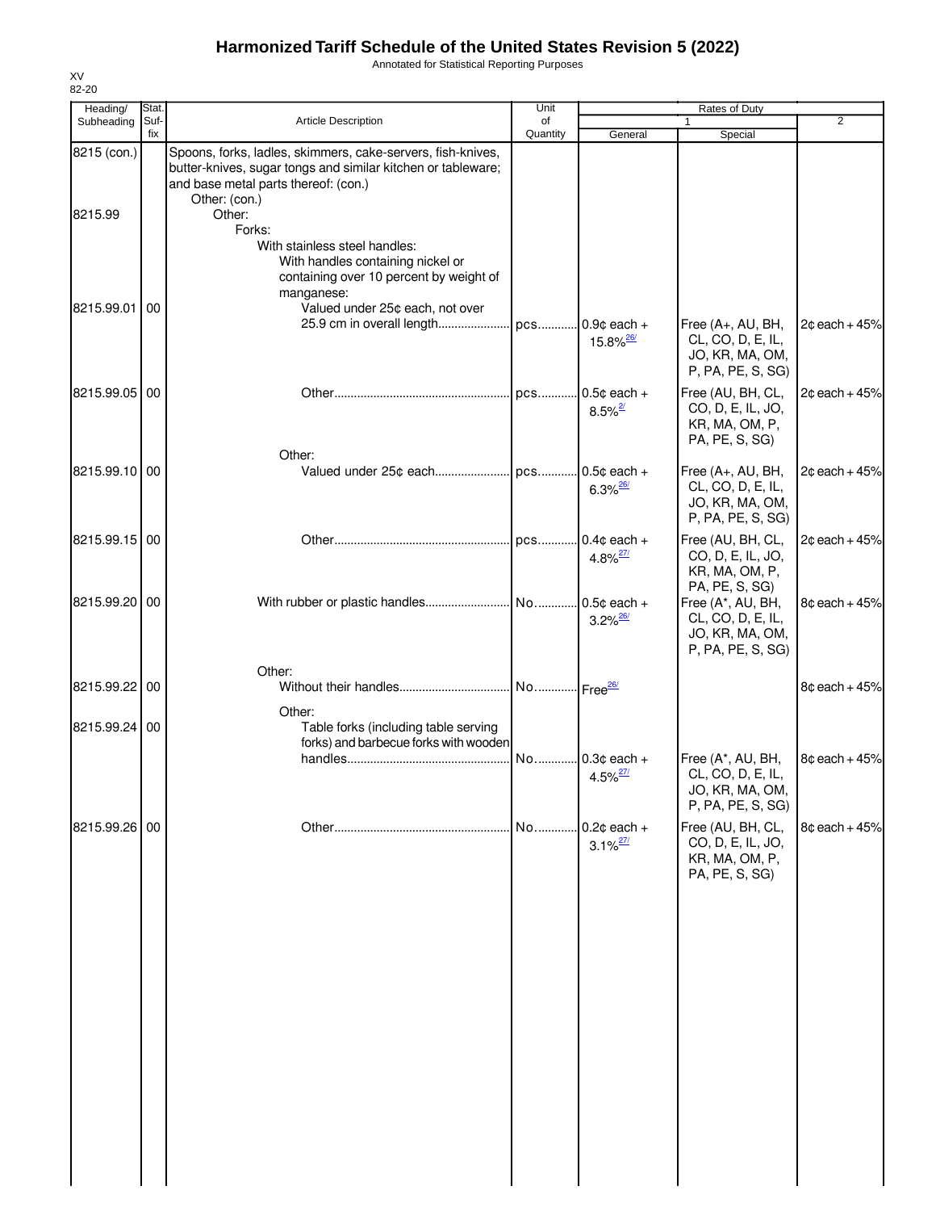# Harmonized Tariff Schedule of the United States Revision 5 (2022)

Annotated for Statistical Reporting Purposes

XV
82-20

| Heading/ Subheading | Stat. Suf-fix | Article Description | Unit of Quantity | Rates of Duty 1 General | Special | 2 |
|---|---|---|---|---|---|---|
| 8215 (con.) | | Spoons, forks, ladles, skimmers, cake-servers, fish-knives, butter-knives, sugar tongs and similar kitchen or tableware; and base metal parts thereof: (con.) | | | | |
| | | Other: (con.) | | | | |
| 8215.99 | | Other: | | | | |
| | | Forks: | | | | |
| | | With stainless steel handles: | | | | |
| | | With handles containing nickel or containing over 10 percent by weight of manganese: | | | | |
| 8215.99.01 | 00 | Valued under 25¢ each, not over 25.9 cm in overall length | pcs | 0.9¢ each + 15.8%[26/] | Free (A+, AU, BH, CL, CO, D, E, IL, JO, KR, MA, OM, P, PA, PE, S, SG) | 2¢ each + 45% |
| 8215.99.05 | 00 | Other | pcs | 0.5¢ each + 8.5%[2/] | Free (AU, BH, CL, CO, D, E, IL, JO, KR, MA, OM, P, PA, PE, S, SG) | 2¢ each + 45% |
| | | Other: | | | | |
| 8215.99.10 | 00 | Valued under 25¢ each | pcs | 0.5¢ each + 6.3%[26/] | Free (A+, AU, BH, CL, CO, D, E, IL, JO, KR, MA, OM, P, PA, PE, S, SG) | 2¢ each + 45% |
| 8215.99.15 | 00 | Other | pcs | 0.4¢ each + 4.8%[27/] | Free (AU, BH, CL, CO, D, E, IL, JO, KR, MA, OM, P, PA, PE, S, SG) | 2¢ each + 45% |
| 8215.99.20 | 00 | With rubber or plastic handles | No. | 0.5¢ each + 3.2%[26/] | Free (A*, AU, BH, CL, CO, D, E, IL, JO, KR, MA, OM, P, PA, PE, S, SG) | 8¢ each + 45% |
| | | Other: | | | | |
| 8215.99.22 | 00 | Without their handles | No. | Free[26/] | | 8¢ each + 45% |
| | | Other: | | | | |
| 8215.99.24 | 00 | Table forks (including table serving forks) and barbecue forks with wooden handles | No. | 0.3¢ each + 4.5%[27/] | Free (A*, AU, BH, CL, CO, D, E, IL, JO, KR, MA, OM, P, PA, PE, S, SG) | 8¢ each + 45% |
| 8215.99.26 | 00 | Other | No. | 0.2¢ each + 3.1%[27/] | Free (AU, BH, CL, CO, D, E, IL, JO, KR, MA, OM, P, PA, PE, S, SG) | 8¢ each + 45% |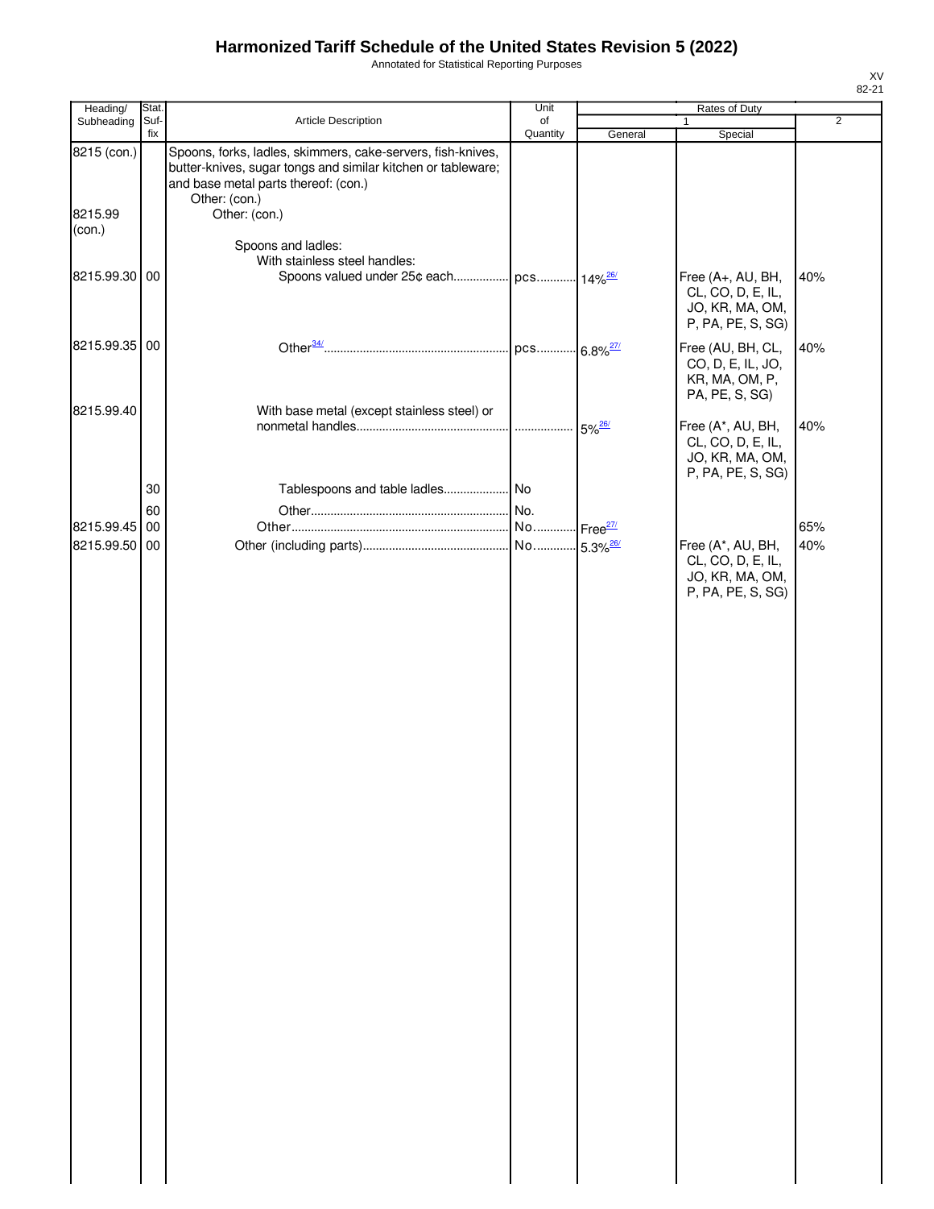# Harmonized Tariff Schedule of the United States Revision 5 (2022)

Annotated for Statistical Reporting Purposes

XV
82-21

| Heading/ Subheading | Stat. Suf- fix | Article Description | Unit of Quantity | Rates of Duty 1 General | Special | 2 |
|---|---|---|---|---|---|---|
| 8215 (con.) | | Spoons, forks, ladles, skimmers, cake-servers, fish-knives, butter-knives, sugar tongs and similar kitchen or tableware; and base metal parts thereof: (con.) | | | | |
| | | Other: (con.) | | | | |
| 8215.99 (con.) | | Other: (con.) | | | | |
| | | Spoons and ladles: | | | | |
| | | With stainless steel handles: | | | | |
| 8215.99.30 | 00 | Spoons valued under 25¢ each | pcs | 14%[26/] | Free (A+, AU, BH, CL, CO, D, E, IL, JO, KR, MA, OM, P, PA, PE, S, SG) | 40% |
| 8215.99.35 | 00 | Other[34/] | pcs | 6.8%[27/] | Free (AU, BH, CL, CO, D, E, IL, JO, KR, MA, OM, P, PA, PE, S, SG) | 40% |
| 8215.99.40 | | With base metal (except stainless steel) or nonmetal handles | | 5%[26/] | Free (A*, AU, BH, CL, CO, D, E, IL, JO, KR, MA, OM, P, PA, PE, S, SG) | 40% |
| | 30 | Tablespoons and table ladles | No | | | |
| | 60 | Other | No. | | | |
| 8215.99.45 | 00 | Other | No | Free[27/] | | 65% |
| 8215.99.50 | 00 | Other (including parts) | No | 5.3%[26/] | Free (A*, AU, BH, CL, CO, D, E, IL, JO, KR, MA, OM, P, PA, PE, S, SG) | 40% |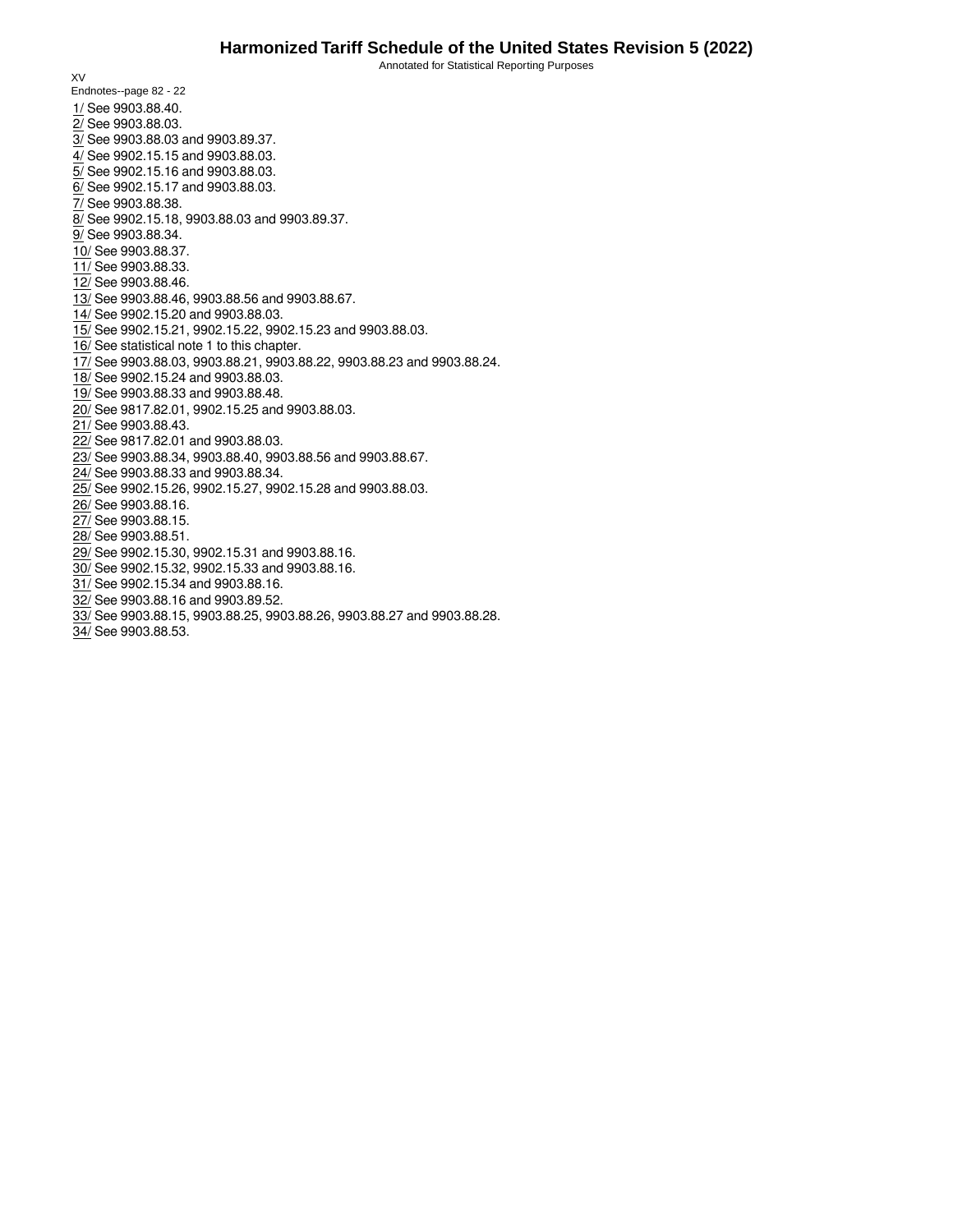XV

Endnotes--page 82 - 22

1/ See 9903.88.40.

2/ See 9903.88.03.

3/ See 9903.88.03 and 9903.89.37.

4/ See 9902.15.15 and 9903.88.03.

5/ See 9902.15.16 and 9903.88.03.

6/ See 9902.15.17 and 9903.88.03.

7/ See 9903.88.38.

8/ See 9902.15.18, 9903.88.03 and 9903.89.37.

9/ See 9903.88.34.

10/ See 9903.88.37.

11/ See 9903.88.33.

12/ See 9903.88.46.

13/ See 9903.88.46, 9903.88.56 and 9903.88.67.

14/ See 9902.15.20 and 9903.88.03.

15/ See 9902.15.21, 9902.15.22, 9902.15.23 and 9903.88.03.

16/ See statistical note 1 to this chapter.

17/ See 9903.88.03, 9903.88.21, 9903.88.22, 9903.88.23 and 9903.88.24.

18/ See 9902.15.24 and 9903.88.03.

19/ See 9903.88.33 and 9903.88.48.

20/ See 9817.82.01, 9902.15.25 and 9903.88.03.

21/ See 9903.88.43.

22/ See 9817.82.01 and 9903.88.03.

23/ See 9903.88.34, 9903.88.40, 9903.88.56 and 9903.88.67.

24/ See 9903.88.33 and 9903.88.34.

25/ See 9902.15.26, 9902.15.27, 9902.15.28 and 9903.88.03.

26/ See 9903.88.16.

27/ See 9903.88.15.

28/ See 9903.88.51.

29/ See 9902.15.30, 9902.15.31 and 9903.88.16.

30/ See 9902.15.32, 9902.15.33 and 9903.88.16.

31/ See 9902.15.34 and 9903.88.16.

32/ See 9903.88.16 and 9903.89.52.

33/ See 9903.88.15, 9903.88.25, 9903.88.26, 9903.88.27 and 9903.88.28.

34/ See 9903.88.53.